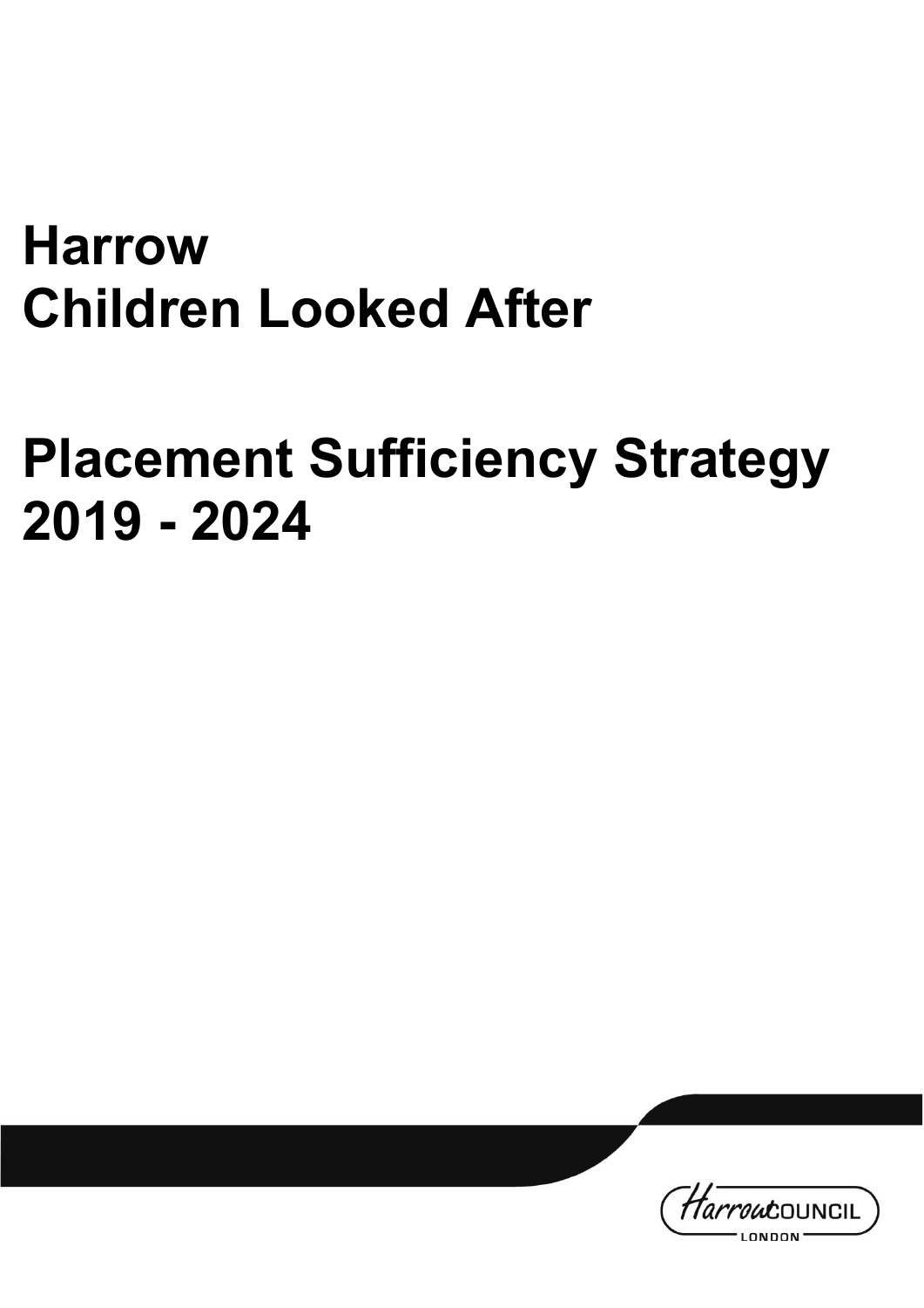# Harrow
# Children Looked After

# Placement Sufficiency Strategy 2019 - 2024

Harrow COUNCIL
LONDON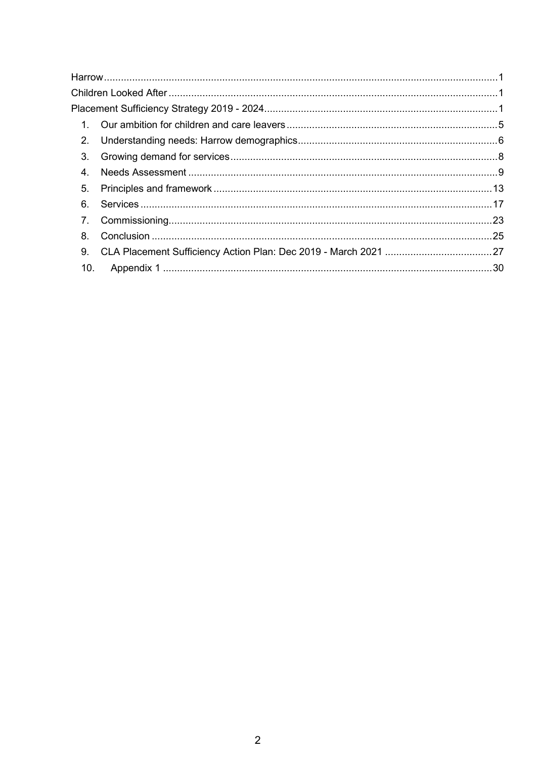Harrow ........................................................................................................................ 1
Children Looked After ................................................................................................ 1
Placement Sufficiency Strategy 2019 - 2024 ............................................................... 1

1. Our ambition for children and care leavers ....................................................... 5
2. Understanding needs: Harrow demographics ...................................................... 6
3. Growing demand for services ............................................................................. 8
4. Needs Assessment ............................................................................................ 9
5. Principles and framework ................................................................................. 13
6. Services ........................................................................................................... 17
7. Commissioning ................................................................................................. 23
8. Conclusion ....................................................................................................... 25
9. CLA Placement Sufficiency Action Plan: Dec 2019 - March 2021 ....................... 27
10. Appendix 1 ..................................................................................................... 30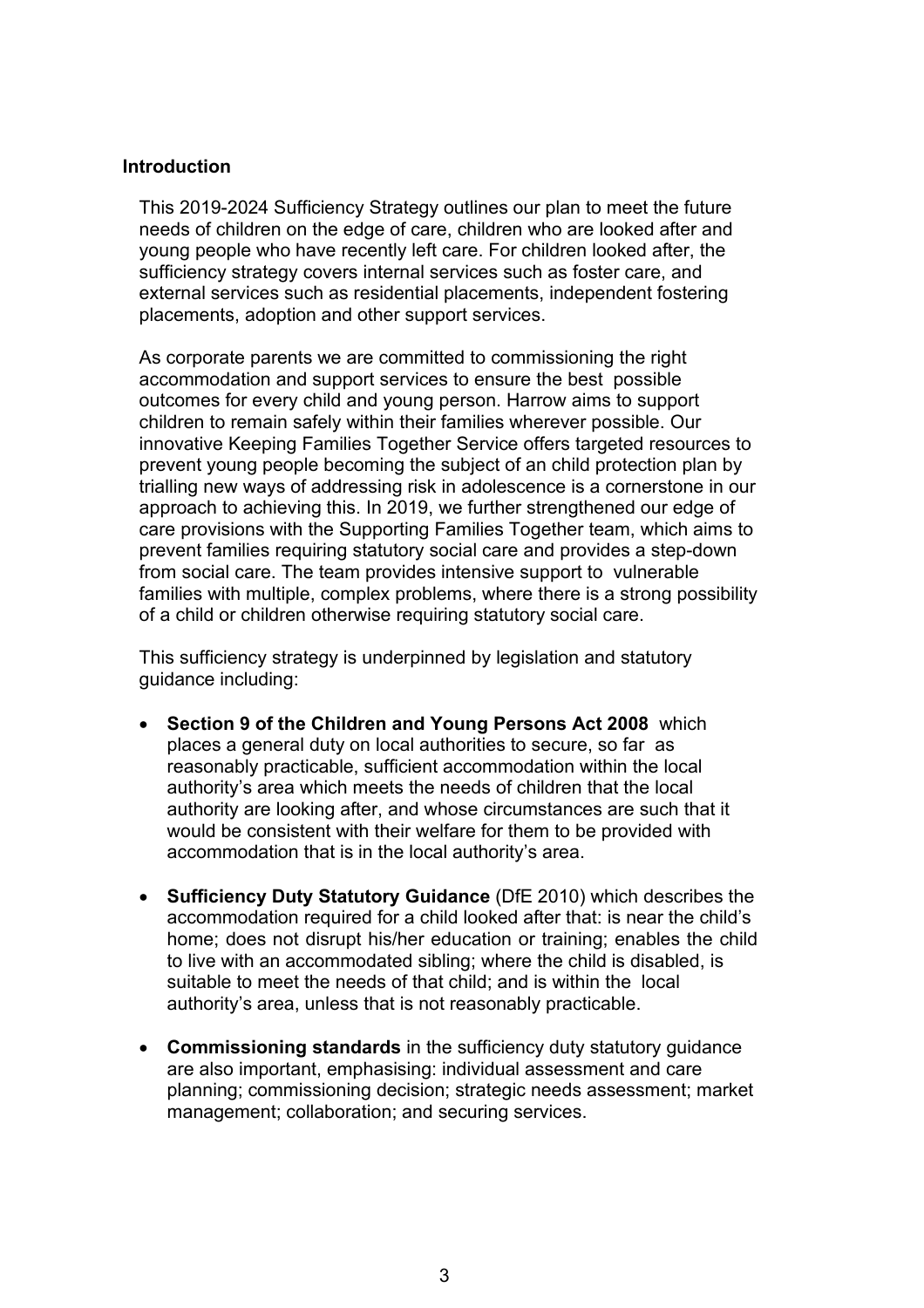## Introduction

This 2019-2024 Sufficiency Strategy outlines our plan to meet the future needs of children on the edge of care, children who are looked after and young people who have recently left care. For children looked after, the sufficiency strategy covers internal services such as foster care, and external services such as residential placements, independent fostering placements, adoption and other support services.

As corporate parents we are committed to commissioning the right accommodation and support services to ensure the best possible outcomes for every child and young person. Harrow aims to support children to remain safely within their families wherever possible. Our innovative Keeping Families Together Service offers targeted resources to prevent young people becoming the subject of an child protection plan by trialling new ways of addressing risk in adolescence is a cornerstone in our approach to achieving this. In 2019, we further strengthened our edge of care provisions with the Supporting Families Together team, which aims to prevent families requiring statutory social care and provides a step-down from social care. The team provides intensive support to vulnerable families with multiple, complex problems, where there is a strong possibility of a child or children otherwise requiring statutory social care.

This sufficiency strategy is underpinned by legislation and statutory guidance including:

- **Section 9 of the Children and Young Persons Act 2008** which places a general duty on local authorities to secure, so far as reasonably practicable, sufficient accommodation within the local authority's area which meets the needs of children that the local authority are looking after, and whose circumstances are such that it would be consistent with their welfare for them to be provided with accommodation that is in the local authority's area.

- **Sufficiency Duty Statutory Guidance** (DfE 2010) which describes the accommodation required for a child looked after that: is near the child's home; does not disrupt his/her education or training; enables the child to live with an accommodated sibling; where the child is disabled, is suitable to meet the needs of that child; and is within the local authority's area, unless that is not reasonably practicable.

- **Commissioning standards** in the sufficiency duty statutory guidance are also important, emphasising: individual assessment and care planning; commissioning decision; strategic needs assessment; market management; collaboration; and securing services.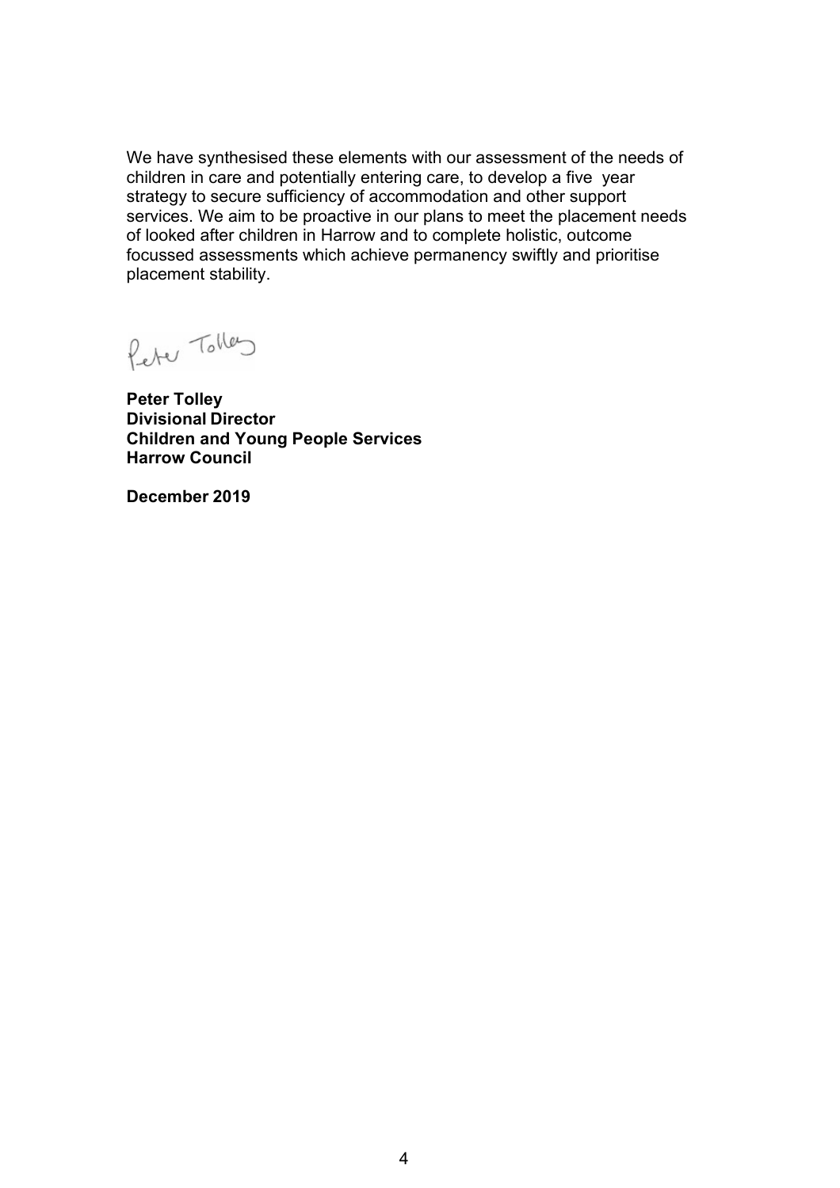We have synthesised these elements with our assessment of the needs of children in care and potentially entering care, to develop a five year strategy to secure sufficiency of accommodation and other support services. We aim to be proactive in our plans to meet the placement needs of looked after children in Harrow and to complete holistic, outcome focussed assessments which achieve permanency swiftly and prioritise placement stability.

Peter Tolley

**Peter Tolley**
**Divisional Director**
**Children and Young People Services**
**Harrow Council**

**December 2019**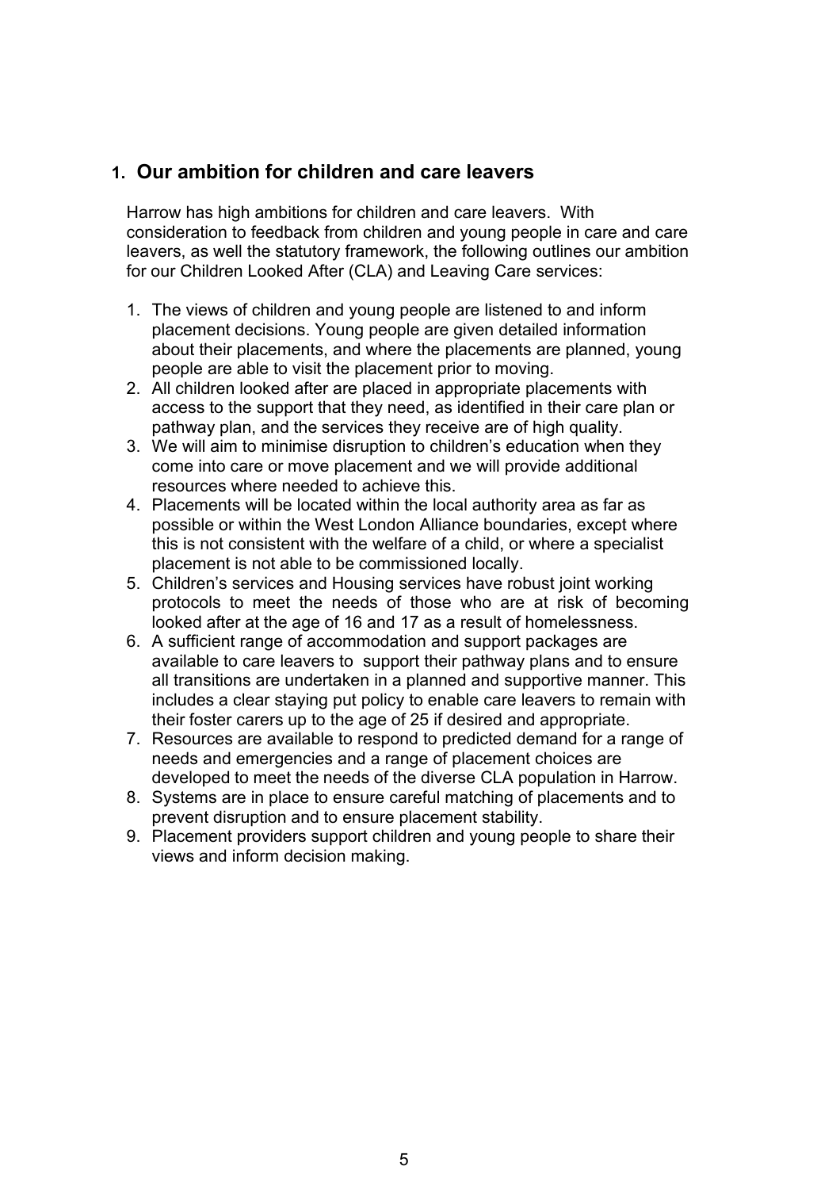## 1. Our ambition for children and care leavers

Harrow has high ambitions for children and care leavers. With consideration to feedback from children and young people in care and care leavers, as well the statutory framework, the following outlines our ambition for our Children Looked After (CLA) and Leaving Care services:

1. The views of children and young people are listened to and inform placement decisions. Young people are given detailed information about their placements, and where the placements are planned, young people are able to visit the placement prior to moving.
2. All children looked after are placed in appropriate placements with access to the support that they need, as identified in their care plan or pathway plan, and the services they receive are of high quality.
3. We will aim to minimise disruption to children's education when they come into care or move placement and we will provide additional resources where needed to achieve this.
4. Placements will be located within the local authority area as far as possible or within the West London Alliance boundaries, except where this is not consistent with the welfare of a child, or where a specialist placement is not able to be commissioned locally.
5. Children's services and Housing services have robust joint working protocols to meet the needs of those who are at risk of becoming looked after at the age of 16 and 17 as a result of homelessness.
6. A sufficient range of accommodation and support packages are available to care leavers to support their pathway plans and to ensure all transitions are undertaken in a planned and supportive manner. This includes a clear staying put policy to enable care leavers to remain with their foster carers up to the age of 25 if desired and appropriate.
7. Resources are available to respond to predicted demand for a range of needs and emergencies and a range of placement choices are developed to meet the needs of the diverse CLA population in Harrow.
8. Systems are in place to ensure careful matching of placements and to prevent disruption and to ensure placement stability.
9. Placement providers support children and young people to share their views and inform decision making.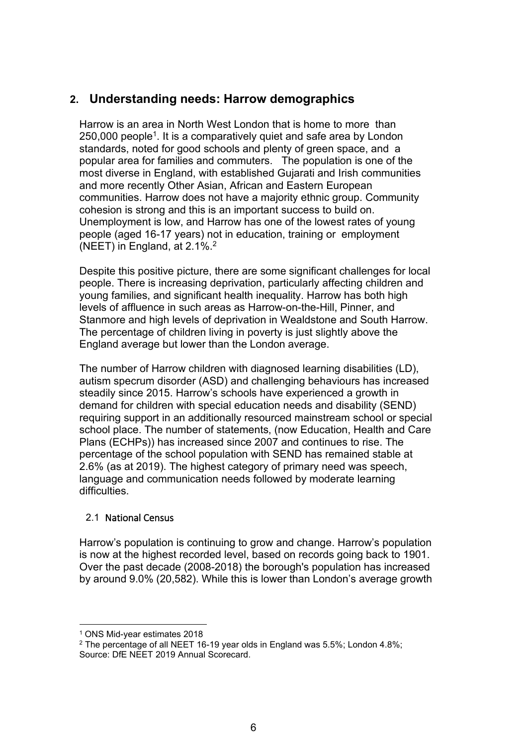## 2. Understanding needs: Harrow demographics

Harrow is an area in North West London that is home to more than 250,000 people[1]. It is a comparatively quiet and safe area by London standards, noted for good schools and plenty of green space, and a popular area for families and commuters. The population is one of the most diverse in England, with established Gujarati and Irish communities and more recently Other Asian, African and Eastern European communities. Harrow does not have a majority ethnic group. Community cohesion is strong and this is an important success to build on. Unemployment is low, and Harrow has one of the lowest rates of young people (aged 16-17 years) not in education, training or employment (NEET) in England, at 2.1%.[2]

Despite this positive picture, there are some significant challenges for local people. There is increasing deprivation, particularly affecting children and young families, and significant health inequality. Harrow has both high levels of affluence in such areas as Harrow-on-the-Hill, Pinner, and Stanmore and high levels of deprivation in Wealdstone and South Harrow. The percentage of children living in poverty is just slightly above the England average but lower than the London average.

The number of Harrow children with diagnosed learning disabilities (LD), autism specrum disorder (ASD) and challenging behaviours has increased steadily since 2015. Harrow's schools have experienced a growth in demand for children with special education needs and disability (SEND) requiring support in an additionally resourced mainstream school or special school place. The number of statements, (now Education, Health and Care Plans (ECHPs)) has increased since 2007 and continues to rise. The percentage of the school population with SEND has remained stable at 2.6% (as at 2019). The highest category of primary need was speech, language and communication needs followed by moderate learning difficulties.

### 2.1 National Census

Harrow's population is continuing to grow and change. Harrow's population is now at the highest recorded level, based on records going back to 1901. Over the past decade (2008-2018) the borough's population has increased by around 9.0% (20,582). While this is lower than London's average growth

---

[1] ONS Mid-year estimates 2018

[2] The percentage of all NEET 16-19 year olds in England was 5.5%; London 4.8%; Source: DfE NEET 2019 Annual Scorecard.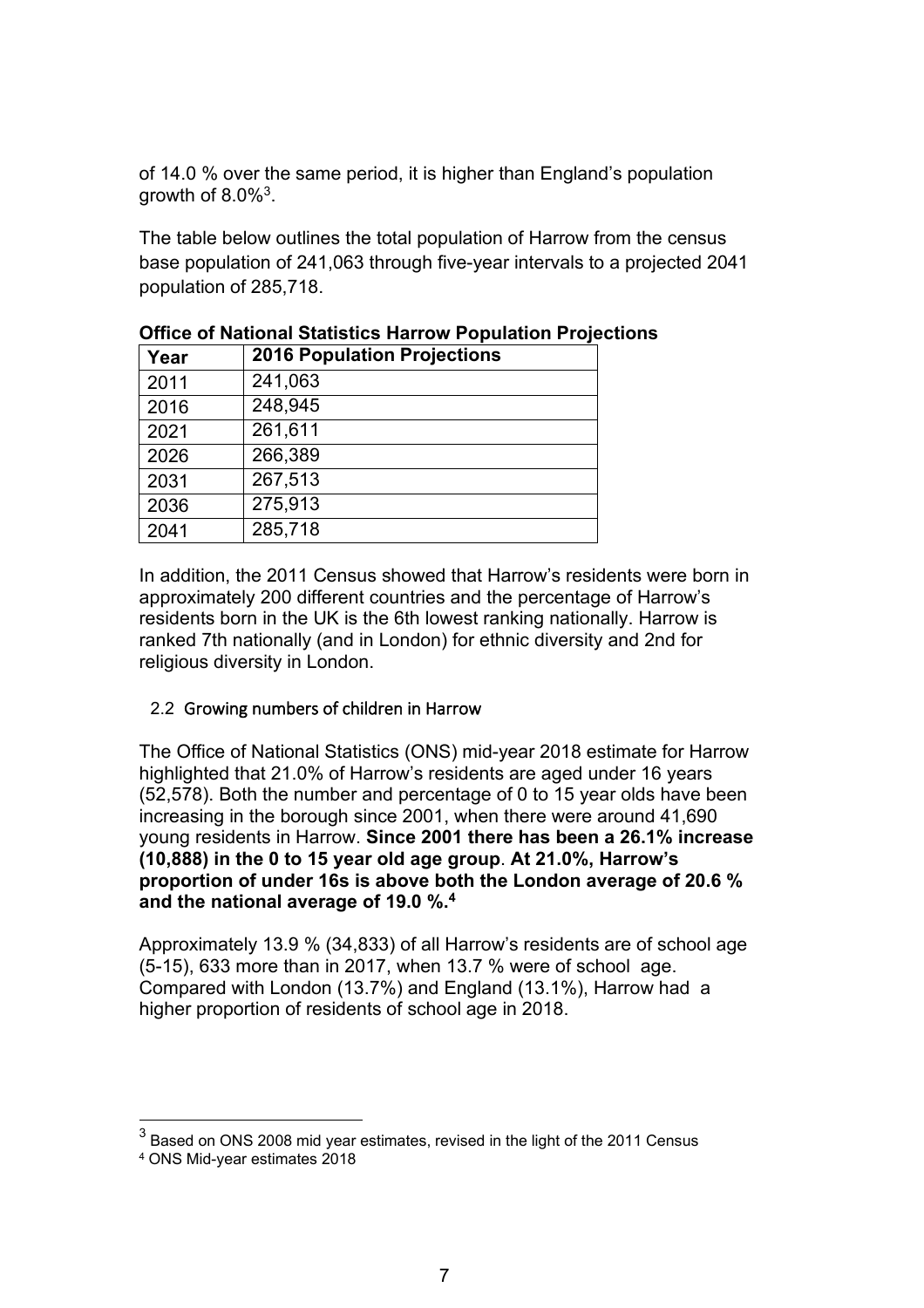of 14.0 % over the same period, it is higher than England's population growth of 8.0%[3].

The table below outlines the total population of Harrow from the census base population of 241,063 through five-year intervals to a projected 2041 population of 285,718.

**Office of National Statistics Harrow Population Projections**

| Year | 2016 Population Projections |
|---|---|
| 2011 | 241,063 |
| 2016 | 248,945 |
| 2021 | 261,611 |
| 2026 | 266,389 |
| 2031 | 267,513 |
| 2036 | 275,913 |
| 2041 | 285,718 |

In addition, the 2011 Census showed that Harrow's residents were born in approximately 200 different countries and the percentage of Harrow's residents born in the UK is the 6th lowest ranking nationally. Harrow is ranked 7th nationally (and in London) for ethnic diversity and 2nd for religious diversity in London.

### 2.2 Growing numbers of children in Harrow

The Office of National Statistics (ONS) mid-year 2018 estimate for Harrow highlighted that 21.0% of Harrow's residents are aged under 16 years (52,578). Both the number and percentage of 0 to 15 year olds have been increasing in the borough since 2001, when there were around 41,690 young residents in Harrow. **Since 2001 there has been a 26.1% increase (10,888) in the 0 to 15 year old age group**. **At 21.0%, Harrow's proportion of under 16s is above both the London average of 20.6 % and the national average of 19.0 %.[4]**

Approximately 13.9 % (34,833) of all Harrow's residents are of school age (5-15), 633 more than in 2017, when 13.7 % were of school age. Compared with London (13.7%) and England (13.1%), Harrow had a higher proportion of residents of school age in 2018.

---

[3] Based on ONS 2008 mid year estimates, revised in the light of the 2011 Census

[4] ONS Mid-year estimates 2018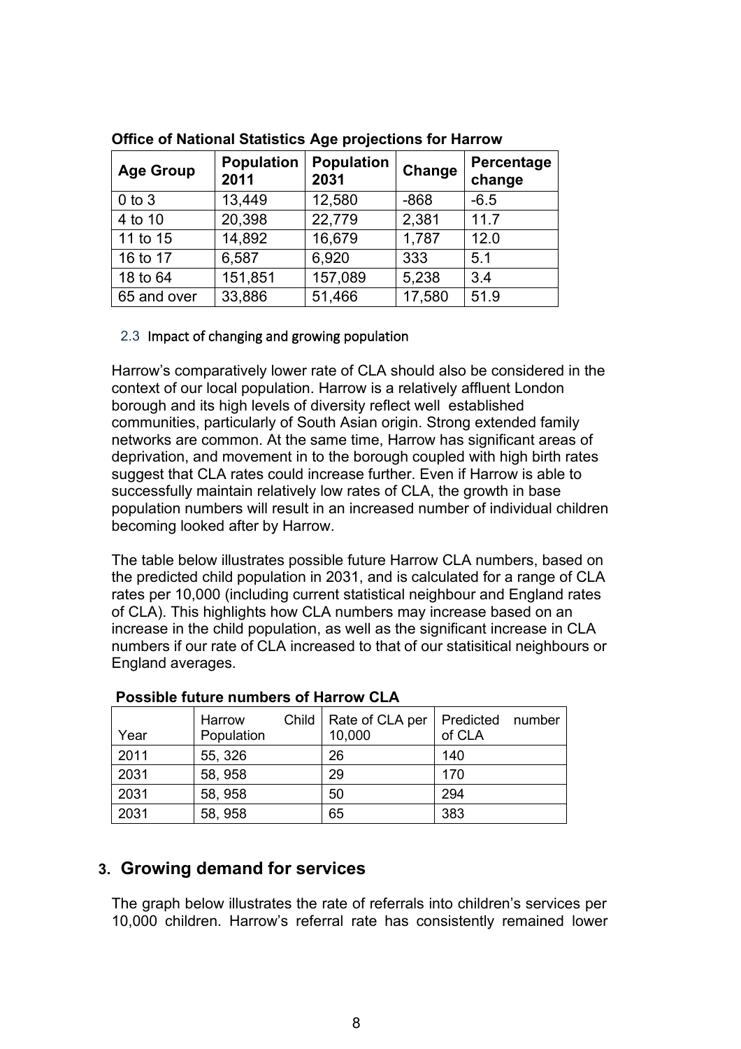**Office of National Statistics Age projections for Harrow**

| Age Group | Population 2011 | Population 2031 | Change | Percentage change |
|---|---|---|---|---|
| 0 to 3 | 13,449 | 12,580 | -868 | -6.5 |
| 4 to 10 | 20,398 | 22,779 | 2,381 | 11.7 |
| 11 to 15 | 14,892 | 16,679 | 1,787 | 12.0 |
| 16 to 17 | 6,587 | 6,920 | 333 | 5.1 |
| 18 to 64 | 151,851 | 157,089 | 5,238 | 3.4 |
| 65 and over | 33,886 | 51,466 | 17,580 | 51.9 |

### 2.3 Impact of changing and growing population

Harrow's comparatively lower rate of CLA should also be considered in the context of our local population. Harrow is a relatively affluent London borough and its high levels of diversity reflect well established communities, particularly of South Asian origin. Strong extended family networks are common. At the same time, Harrow has significant areas of deprivation, and movement in to the borough coupled with high birth rates suggest that CLA rates could increase further. Even if Harrow is able to successfully maintain relatively low rates of CLA, the growth in base population numbers will result in an increased number of individual children becoming looked after by Harrow.

The table below illustrates possible future Harrow CLA numbers, based on the predicted child population in 2031, and is calculated for a range of CLA rates per 10,000 (including current statistical neighbour and England rates of CLA). This highlights how CLA numbers may increase based on an increase in the child population, as well as the significant increase in CLA numbers if our rate of CLA increased to that of our statisitical neighbours or England averages.

**Possible future numbers of Harrow CLA**

| Year | Harrow Child Population | Rate of CLA per 10,000 | Predicted number of CLA |
|---|---|---|---|
| 2011 | 55, 326 | 26 | 140 |
| 2031 | 58, 958 | 29 | 170 |
| 2031 | 58, 958 | 50 | 294 |
| 2031 | 58, 958 | 65 | 383 |

## 3. Growing demand for services

The graph below illustrates the rate of referrals into children's services per 10,000 children. Harrow's referral rate has consistently remained lower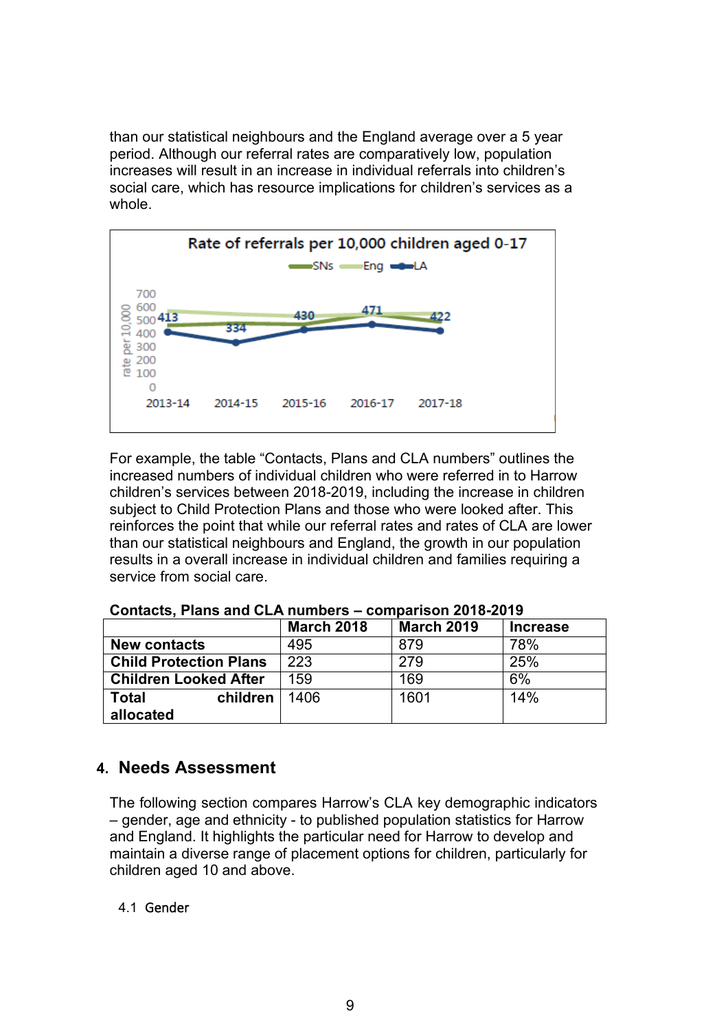than our statistical neighbours and the England average over a 5 year period. Although our referral rates are comparatively low, population increases will result in an increase in individual referrals into children's social care, which has resource implications for children's services as a whole.

For example, the table "Contacts, Plans and CLA numbers" outlines the increased numbers of individual children who were referred in to Harrow children's services between 2018-2019, including the increase in children subject to Child Protection Plans and those who were looked after. This reinforces the point that while our referral rates and rates of CLA are lower than our statistical neighbours and England, the growth in our population results in a overall increase in individual children and families requiring a service from social care.

**Contacts, Plans and CLA numbers – comparison 2018-2019**

| | March 2018 | March 2019 | Increase |
|---|---|---|---|
| **New contacts** | 495 | 879 | 78% |
| **Child Protection Plans** | 223 | 279 | 25% |
| **Children Looked After** | 159 | 169 | 6% |
| **Total children allocated** | 1406 | 1601 | 14% |

## 4. Needs Assessment

The following section compares Harrow's CLA key demographic indicators – gender, age and ethnicity - to published population statistics for Harrow and England. It highlights the particular need for Harrow to develop and maintain a diverse range of placement options for children, particularly for children aged 10 and above.

### 4.1 Gender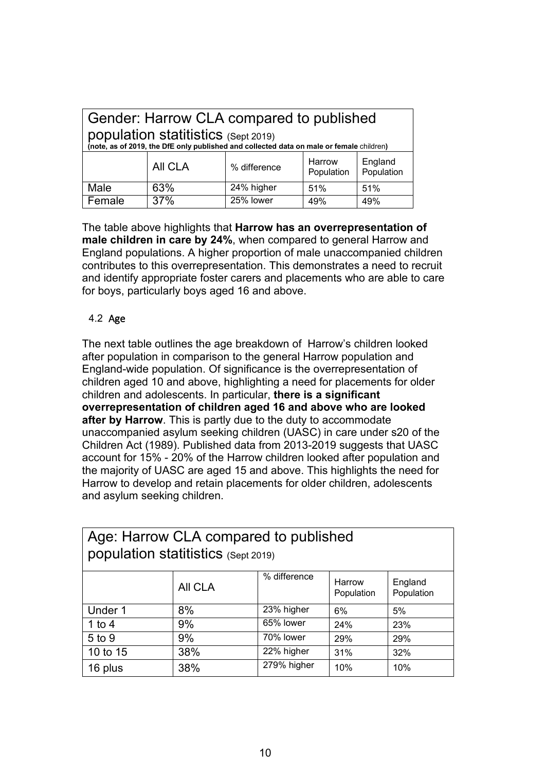| Gender: Harrow CLA compared to published population statitistics (Sept 2019) (note, as of 2019, the DfE only published and collected data on male or female children) | | | | |
|---|---|---|---|---|
| | All CLA | % difference | Harrow Population | England Population |
| Male | 63% | 24% higher | 51% | 51% |
| Female | 37% | 25% lower | 49% | 49% |

The table above highlights that **Harrow has an overrepresentation of male children in care by 24%**, when compared to general Harrow and England populations. A higher proportion of male unaccompanied children contributes to this overrepresentation. This demonstrates a need to recruit and identify appropriate foster carers and placements who are able to care for boys, particularly boys aged 16 and above.

### 4.2 Age

The next table outlines the age breakdown of Harrow's children looked after population in comparison to the general Harrow population and England-wide population. Of significance is the overrepresentation of children aged 10 and above, highlighting a need for placements for older children and adolescents. In particular, **there is a significant overrepresentation of children aged 16 and above who are looked after by Harrow**. This is partly due to the duty to accommodate unaccompanied asylum seeking children (UASC) in care under s20 of the Children Act (1989). Published data from 2013-2019 suggests that UASC account for 15% - 20% of the Harrow children looked after population and the majority of UASC are aged 15 and above. This highlights the need for Harrow to develop and retain placements for older children, adolescents and asylum seeking children.

| Age: Harrow CLA compared to published population statitistics (Sept 2019) | | | | |
|---|---|---|---|---|
| | All CLA | % difference | Harrow Population | England Population |
| Under 1 | 8% | 23% higher | 6% | 5% |
| 1 to 4 | 9% | 65% lower | 24% | 23% |
| 5 to 9 | 9% | 70% lower | 29% | 29% |
| 10 to 15 | 38% | 22% higher | 31% | 32% |
| 16 plus | 38% | 279% higher | 10% | 10% |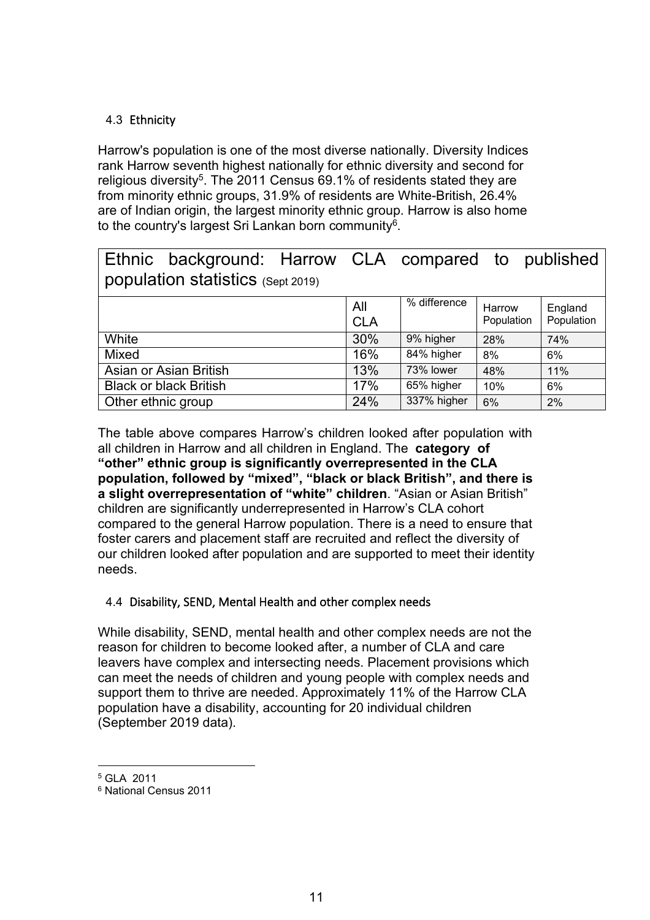### 4.3 Ethnicity

Harrow's population is one of the most diverse nationally. Diversity Indices rank Harrow seventh highest nationally for ethnic diversity and second for religious diversity[5]. The 2011 Census 69.1% of residents stated they are from minority ethnic groups, 31.9% of residents are White-British, 26.4% are of Indian origin, the largest minority ethnic group. Harrow is also home to the country's largest Sri Lankan born community[6].

| Ethnic background: Harrow CLA compared to published population statistics (Sept 2019) | | | | |
|---|---|---|---|---|
| | All CLA | % difference | Harrow Population | England Population |
| White | 30% | 9% higher | 28% | 74% |
| Mixed | 16% | 84% higher | 8% | 6% |
| Asian or Asian British | 13% | 73% lower | 48% | 11% |
| Black or black British | 17% | 65% higher | 10% | 6% |
| Other ethnic group | 24% | 337% higher | 6% | 2% |

The table above compares Harrow's children looked after population with all children in Harrow and all children in England. The **category of "other" ethnic group is significantly overrepresented in the CLA population, followed by "mixed", "black or black British", and there is a slight overrepresentation of "white" children**. "Asian or Asian British" children are significantly underrepresented in Harrow's CLA cohort compared to the general Harrow population. There is a need to ensure that foster carers and placement staff are recruited and reflect the diversity of our children looked after population and are supported to meet their identity needs.

### 4.4 Disability, SEND, Mental Health and other complex needs

While disability, SEND, mental health and other complex needs are not the reason for children to become looked after, a number of CLA and care leavers have complex and intersecting needs. Placement provisions which can meet the needs of children and young people with complex needs and support them to thrive are needed. Approximately 11% of the Harrow CLA population have a disability, accounting for 20 individual children (September 2019 data).

---

[5] GLA 2011

[6] National Census 2011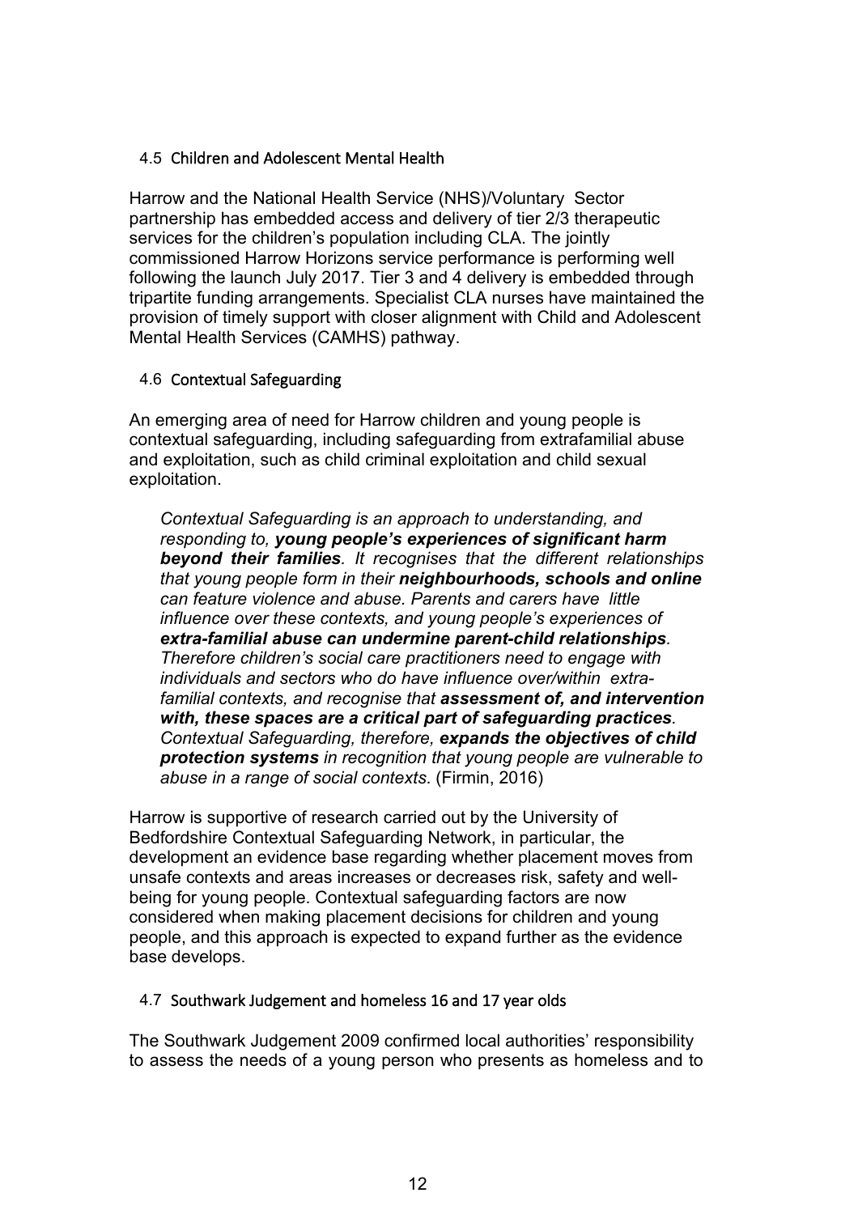### 4.5 Children and Adolescent Mental Health

Harrow and the National Health Service (NHS)/Voluntary Sector partnership has embedded access and delivery of tier 2/3 therapeutic services for the children's population including CLA. The jointly commissioned Harrow Horizons service performance is performing well following the launch July 2017. Tier 3 and 4 delivery is embedded through tripartite funding arrangements. Specialist CLA nurses have maintained the provision of timely support with closer alignment with Child and Adolescent Mental Health Services (CAMHS) pathway.

### 4.6 Contextual Safeguarding

An emerging area of need for Harrow children and young people is contextual safeguarding, including safeguarding from extrafamilial abuse and exploitation, such as child criminal exploitation and child sexual exploitation.

> *Contextual Safeguarding is an approach to understanding, and responding to, **young people's experiences of significant harm beyond their families**. It recognises that the different relationships that young people form in their **neighbourhoods, schools and online** can feature violence and abuse. Parents and carers have little influence over these contexts, and young people's experiences of **extra-familial abuse can undermine parent-child relationships**. Therefore children's social care practitioners need to engage with individuals and sectors who do have influence over/within extra-familial contexts, and recognise that **assessment of, and intervention with, these spaces are a critical part of safeguarding practices**. Contextual Safeguarding, therefore, **expands the objectives of child protection systems** in recognition that young people are vulnerable to abuse in a range of social contexts*. (Firmin, 2016)

Harrow is supportive of research carried out by the University of Bedfordshire Contextual Safeguarding Network, in particular, the development an evidence base regarding whether placement moves from unsafe contexts and areas increases or decreases risk, safety and well-being for young people. Contextual safeguarding factors are now considered when making placement decisions for children and young people, and this approach is expected to expand further as the evidence base develops.

### 4.7 Southwark Judgement and homeless 16 and 17 year olds

The Southwark Judgement 2009 confirmed local authorities' responsibility to assess the needs of a young person who presents as homeless and to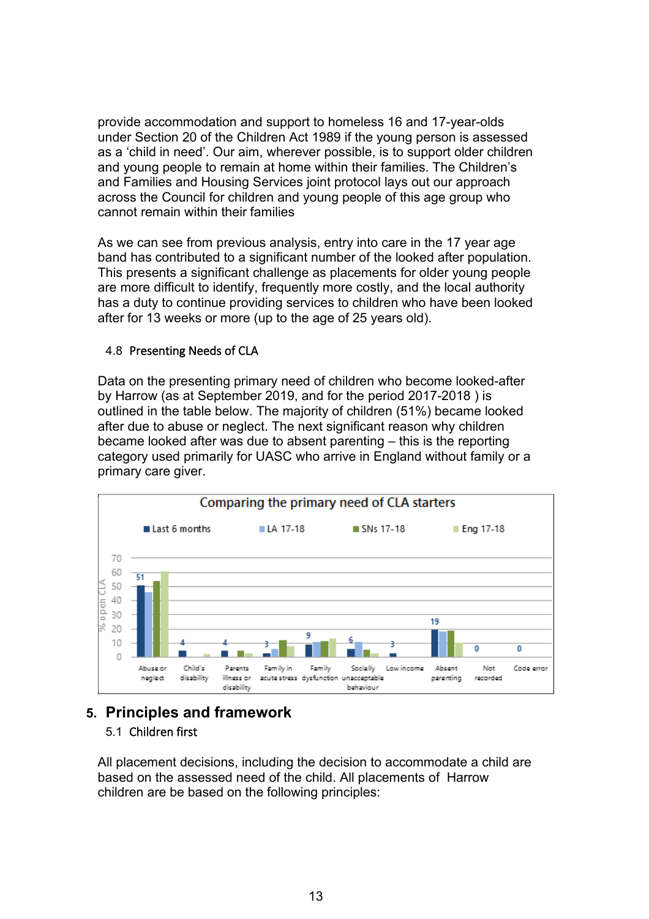provide accommodation and support to homeless 16 and 17-year-olds under Section 20 of the Children Act 1989 if the young person is assessed as a ‘child in need’. Our aim, wherever possible, is to support older children and young people to remain at home within their families. The Children’s and Families and Housing Services joint protocol lays out our approach across the Council for children and young people of this age group who cannot remain within their families

As we can see from previous analysis, entry into care in the 17 year age band has contributed to a significant number of the looked after population. This presents a significant challenge as placements for older young people are more difficult to identify, frequently more costly, and the local authority has a duty to continue providing services to children who have been looked after for 13 weeks or more (up to the age of 25 years old).

### 4.8 Presenting Needs of CLA

Data on the presenting primary need of children who become looked-after by Harrow (as at September 2019, and for the period 2017-2018 ) is outlined in the table below. The majority of children (51%) became looked after due to abuse or neglect. The next significant reason why children became looked after was due to absent parenting – this is the reporting category used primarily for UASC who arrive in England without family or a primary care giver.

**Comparing the primary need of CLA starters**

| Primary need | Last 6 months (% open CLA) |
|---|---|
| Abuse or neglect | 51 |
| Child's disability | 4 |
| Parents illness or disability | 4 |
| Family in acute stress | 3 |
| Family dysfunction | 9 |
| Socially unacceptable behaviour | 6 |
| Low income | 3 |
| Absent parenting | 19 |
| Not recorded | 0 |
| Code error | 0 |

Legend: Last 6 months, LA 17-18, SNs 17-18, Eng 17-18

## 5. Principles and framework

### 5.1 Children first

All placement decisions, including the decision to accommodate a child are based on the assessed need of the child. All placements of Harrow children are be based on the following principles: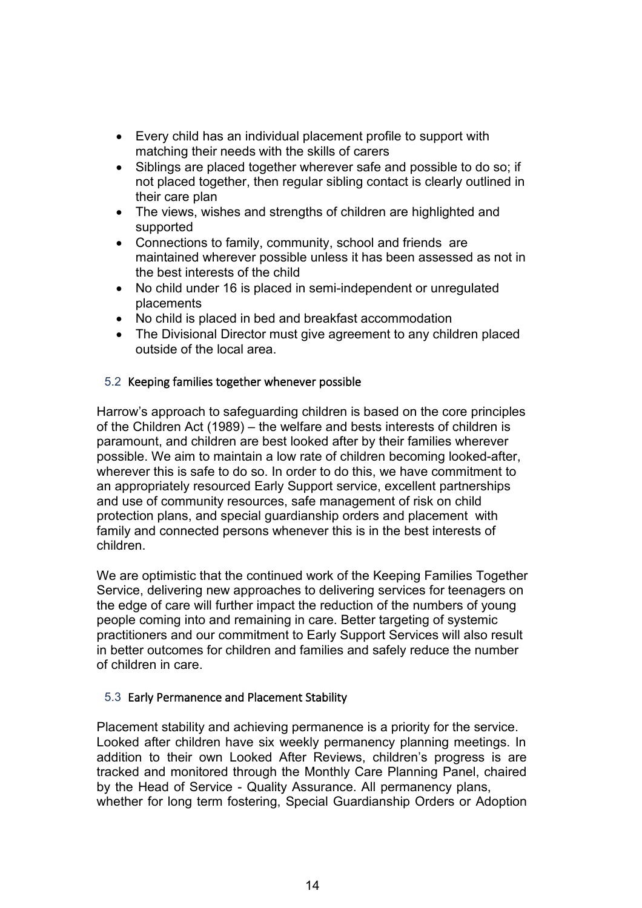- Every child has an individual placement profile to support with matching their needs with the skills of carers
- Siblings are placed together wherever safe and possible to do so; if not placed together, then regular sibling contact is clearly outlined in their care plan
- The views, wishes and strengths of children are highlighted and supported
- Connections to family, community, school and friends are maintained wherever possible unless it has been assessed as not in the best interests of the child
- No child under 16 is placed in semi-independent or unregulated placements
- No child is placed in bed and breakfast accommodation
- The Divisional Director must give agreement to any children placed outside of the local area.

### 5.2 Keeping families together whenever possible

Harrow's approach to safeguarding children is based on the core principles of the Children Act (1989) – the welfare and bests interests of children is paramount, and children are best looked after by their families wherever possible. We aim to maintain a low rate of children becoming looked-after, wherever this is safe to do so. In order to do this, we have commitment to an appropriately resourced Early Support service, excellent partnerships and use of community resources, safe management of risk on child protection plans, and special guardianship orders and placement with family and connected persons whenever this is in the best interests of children.

We are optimistic that the continued work of the Keeping Families Together Service, delivering new approaches to delivering services for teenagers on the edge of care will further impact the reduction of the numbers of young people coming into and remaining in care. Better targeting of systemic practitioners and our commitment to Early Support Services will also result in better outcomes for children and families and safely reduce the number of children in care.

### 5.3 Early Permanence and Placement Stability

Placement stability and achieving permanence is a priority for the service. Looked after children have six weekly permanency planning meetings. In addition to their own Looked After Reviews, children's progress is are tracked and monitored through the Monthly Care Planning Panel, chaired by the Head of Service - Quality Assurance. All permanency plans, whether for long term fostering, Special Guardianship Orders or Adoption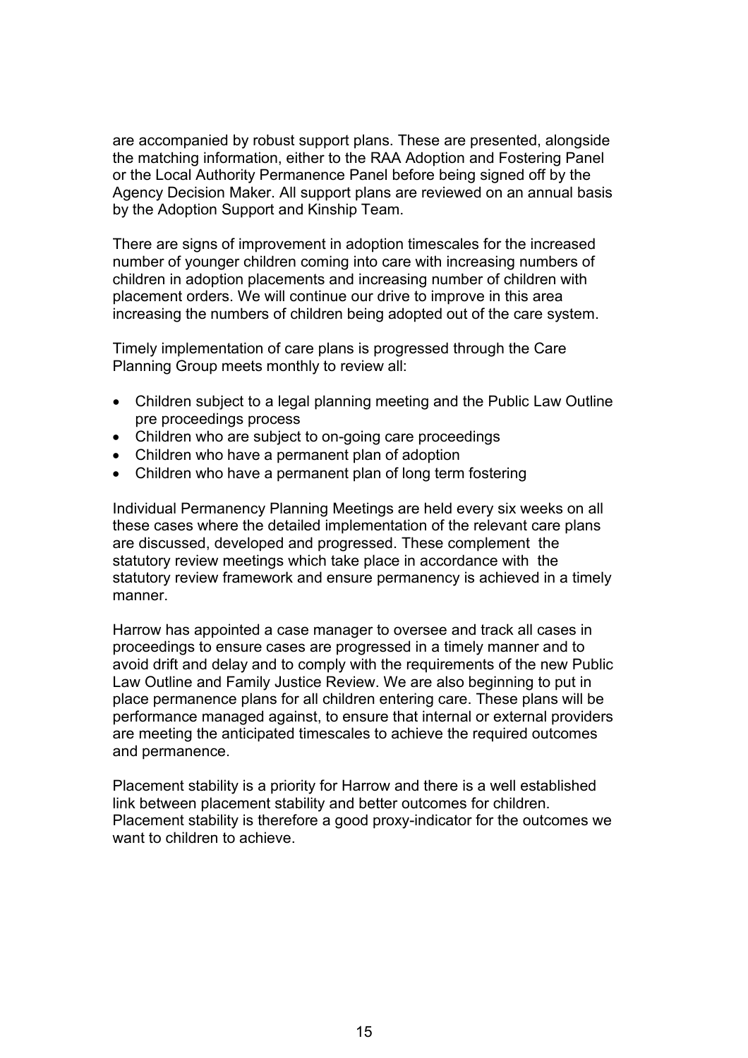are accompanied by robust support plans. These are presented, alongside the matching information, either to the RAA Adoption and Fostering Panel or the Local Authority Permanence Panel before being signed off by the Agency Decision Maker. All support plans are reviewed on an annual basis by the Adoption Support and Kinship Team.

There are signs of improvement in adoption timescales for the increased number of younger children coming into care with increasing numbers of children in adoption placements and increasing number of children with placement orders. We will continue our drive to improve in this area increasing the numbers of children being adopted out of the care system.

Timely implementation of care plans is progressed through the Care Planning Group meets monthly to review all:

- Children subject to a legal planning meeting and the Public Law Outline pre proceedings process
- Children who are subject to on-going care proceedings
- Children who have a permanent plan of adoption
- Children who have a permanent plan of long term fostering

Individual Permanency Planning Meetings are held every six weeks on all these cases where the detailed implementation of the relevant care plans are discussed, developed and progressed. These complement the statutory review meetings which take place in accordance with the statutory review framework and ensure permanency is achieved in a timely manner.

Harrow has appointed a case manager to oversee and track all cases in proceedings to ensure cases are progressed in a timely manner and to avoid drift and delay and to comply with the requirements of the new Public Law Outline and Family Justice Review. We are also beginning to put in place permanence plans for all children entering care. These plans will be performance managed against, to ensure that internal or external providers are meeting the anticipated timescales to achieve the required outcomes and permanence.

Placement stability is a priority for Harrow and there is a well established link between placement stability and better outcomes for children. Placement stability is therefore a good proxy-indicator for the outcomes we want to children to achieve.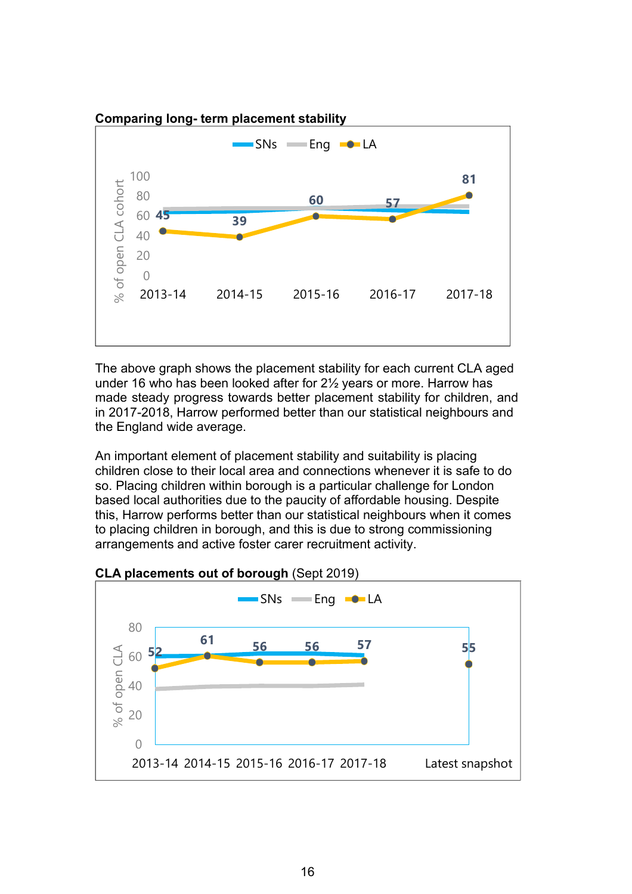**Comparing long- term placement stability**

The above graph shows the placement stability for each current CLA aged under 16 who has been looked after for 2½ years or more. Harrow has made steady progress towards better placement stability for children, and in 2017-2018, Harrow performed better than our statistical neighbours and the England wide average.

An important element of placement stability and suitability is placing children close to their local area and connections whenever it is safe to do so. Placing children within borough is a particular challenge for London based local authorities due to the paucity of affordable housing. Despite this, Harrow performs better than our statistical neighbours when it comes to placing children in borough, and this is due to strong commissioning arrangements and active foster carer recruitment activity.

**CLA placements out of borough** (Sept 2019)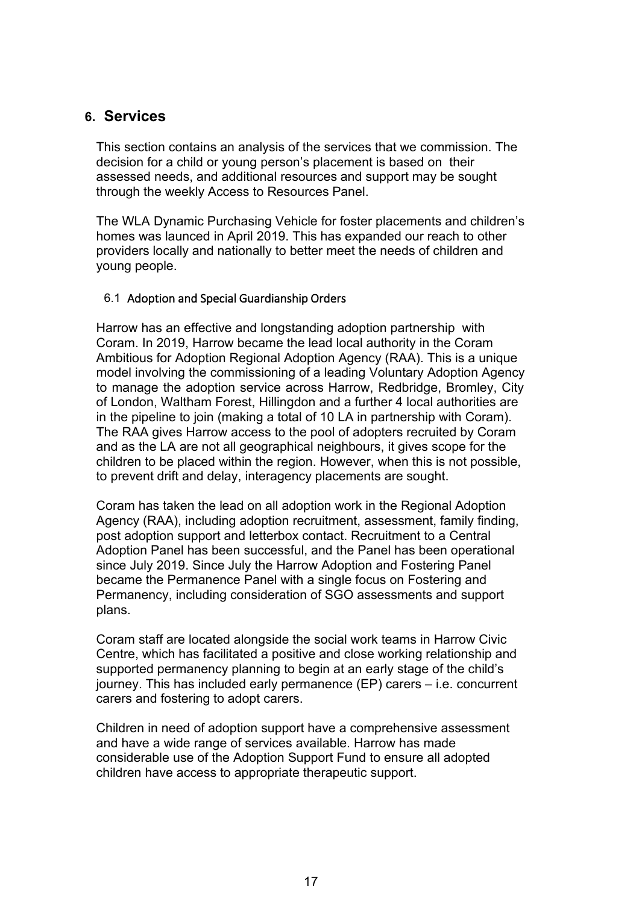## 6. Services

This section contains an analysis of the services that we commission. The decision for a child or young person's placement is based on their assessed needs, and additional resources and support may be sought through the weekly Access to Resources Panel.

The WLA Dynamic Purchasing Vehicle for foster placements and children's homes was launced in April 2019. This has expanded our reach to other providers locally and nationally to better meet the needs of children and young people.

### 6.1 Adoption and Special Guardianship Orders

Harrow has an effective and longstanding adoption partnership with Coram. In 2019, Harrow became the lead local authority in the Coram Ambitious for Adoption Regional Adoption Agency (RAA). This is a unique model involving the commissioning of a leading Voluntary Adoption Agency to manage the adoption service across Harrow, Redbridge, Bromley, City of London, Waltham Forest, Hillingdon and a further 4 local authorities are in the pipeline to join (making a total of 10 LA in partnership with Coram). The RAA gives Harrow access to the pool of adopters recruited by Coram and as the LA are not all geographical neighbours, it gives scope for the children to be placed within the region. However, when this is not possible, to prevent drift and delay, interagency placements are sought.

Coram has taken the lead on all adoption work in the Regional Adoption Agency (RAA), including adoption recruitment, assessment, family finding, post adoption support and letterbox contact. Recruitment to a Central Adoption Panel has been successful, and the Panel has been operational since July 2019. Since July the Harrow Adoption and Fostering Panel became the Permanence Panel with a single focus on Fostering and Permanency, including consideration of SGO assessments and support plans.

Coram staff are located alongside the social work teams in Harrow Civic Centre, which has facilitated a positive and close working relationship and supported permanency planning to begin at an early stage of the child's journey. This has included early permanence (EP) carers – i.e. concurrent carers and fostering to adopt carers.

Children in need of adoption support have a comprehensive assessment and have a wide range of services available. Harrow has made considerable use of the Adoption Support Fund to ensure all adopted children have access to appropriate therapeutic support.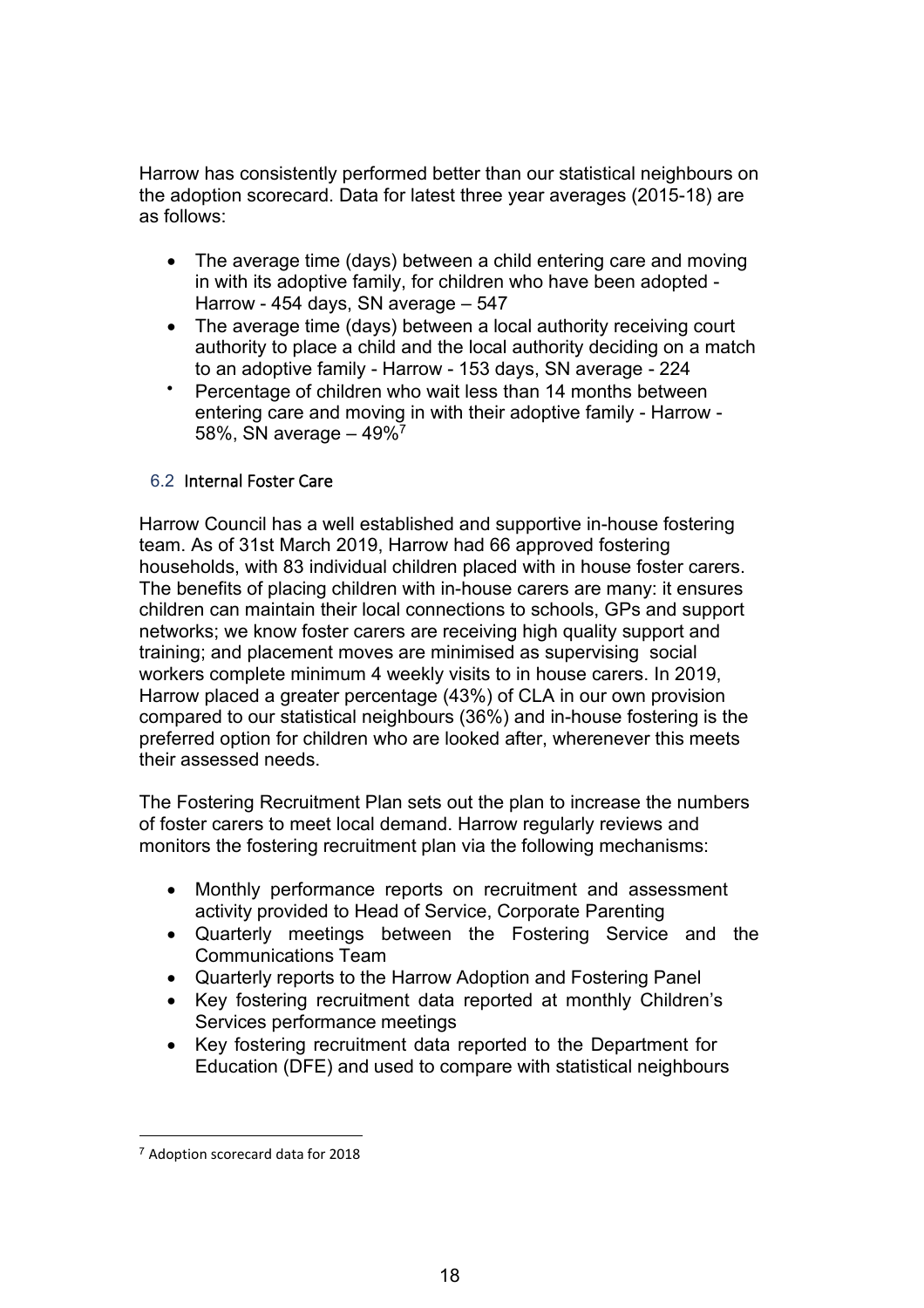Harrow has consistently performed better than our statistical neighbours on the adoption scorecard. Data for latest three year averages (2015-18) are as follows:

- The average time (days) between a child entering care and moving in with its adoptive family, for children who have been adopted - Harrow - 454 days, SN average – 547
- The average time (days) between a local authority receiving court authority to place a child and the local authority deciding on a match to an adoptive family - Harrow - 153 days, SN average - 224
- Percentage of children who wait less than 14 months between entering care and moving in with their adoptive family - Harrow - 58%, SN average – 49%[7]

### 6.2 Internal Foster Care

Harrow Council has a well established and supportive in-house fostering team. As of 31st March 2019, Harrow had 66 approved fostering households, with 83 individual children placed with in house foster carers. The benefits of placing children with in-house carers are many: it ensures children can maintain their local connections to schools, GPs and support networks; we know foster carers are receiving high quality support and training; and placement moves are minimised as supervising social workers complete minimum 4 weekly visits to in house carers. In 2019, Harrow placed a greater percentage (43%) of CLA in our own provision compared to our statistical neighbours (36%) and in-house fostering is the preferred option for children who are looked after, wherenever this meets their assessed needs.

The Fostering Recruitment Plan sets out the plan to increase the numbers of foster carers to meet local demand. Harrow regularly reviews and monitors the fostering recruitment plan via the following mechanisms:

- Monthly performance reports on recruitment and assessment activity provided to Head of Service, Corporate Parenting
- Quarterly meetings between the Fostering Service and the Communications Team
- Quarterly reports to the Harrow Adoption and Fostering Panel
- Key fostering recruitment data reported at monthly Children's Services performance meetings
- Key fostering recruitment data reported to the Department for Education (DFE) and used to compare with statistical neighbours

[7] Adoption scorecard data for 2018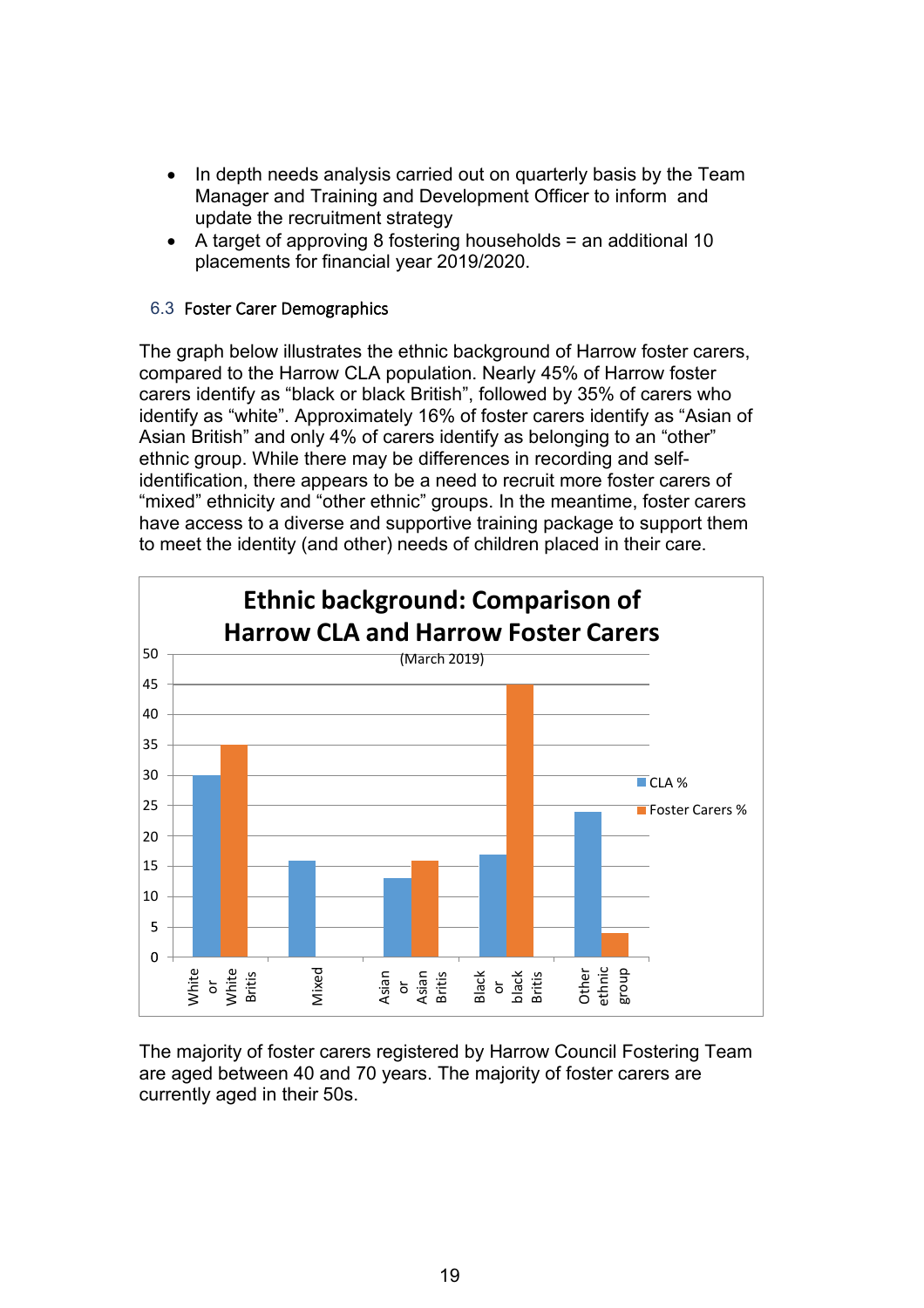- In depth needs analysis carried out on quarterly basis by the Team Manager and Training and Development Officer to inform and update the recruitment strategy
- A target of approving 8 fostering households = an additional 10 placements for financial year 2019/2020.

### 6.3 Foster Carer Demographics

The graph below illustrates the ethnic background of Harrow foster carers, compared to the Harrow CLA population. Nearly 45% of Harrow foster carers identify as "black or black British", followed by 35% of carers who identify as "white". Approximately 16% of foster carers identify as "Asian of Asian British" and only 4% of carers identify as belonging to an "other" ethnic group. While there may be differences in recording and self-identification, there appears to be a need to recruit more foster carers of "mixed" ethnicity and "other ethnic" groups. In the meantime, foster carers have access to a diverse and supportive training package to support them to meet the identity (and other) needs of children placed in their care.

**Ethnic background: Comparison of Harrow CLA and Harrow Foster Carers**

(March 2019)

| | CLA % | Foster Carers % |
|---|---|---|
| White or White Britis | 30 | 35 |
| Mixed | 16 | |
| Asian or Asian Britis | 13 | 16 |
| Black or black Britis | 17 | 45 |
| Other ethnic group | 24 | 4 |

The majority of foster carers registered by Harrow Council Fostering Team are aged between 40 and 70 years. The majority of foster carers are currently aged in their 50s.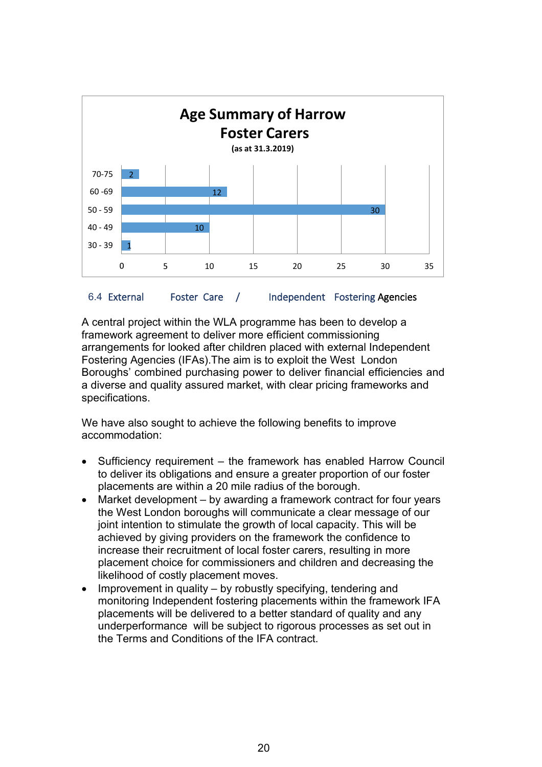**Age Summary of Harrow Foster Carers**

**(as at 31.3.2019)**

| Age | Number |
|---|---|
| 70-75 | 2 |
| 60 -69 | 12 |
| 50 - 59 | 30 |
| 40 - 49 | 10 |
| 30 - 39 | 1 |

## 6.4 External Foster Care / Independent Fostering Agencies

A central project within the WLA programme has been to develop a framework agreement to deliver more efficient commissioning arrangements for looked after children placed with external Independent Fostering Agencies (IFAs).The aim is to exploit the West London Boroughs' combined purchasing power to deliver financial efficiencies and a diverse and quality assured market, with clear pricing frameworks and specifications.

We have also sought to achieve the following benefits to improve accommodation:

- Sufficiency requirement – the framework has enabled Harrow Council to deliver its obligations and ensure a greater proportion of our foster placements are within a 20 mile radius of the borough.
- Market development – by awarding a framework contract for four years the West London boroughs will communicate a clear message of our joint intention to stimulate the growth of local capacity. This will be achieved by giving providers on the framework the confidence to increase their recruitment of local foster carers, resulting in more placement choice for commissioners and children and decreasing the likelihood of costly placement moves.
- Improvement in quality – by robustly specifying, tendering and monitoring Independent fostering placements within the framework IFA placements will be delivered to a better standard of quality and any underperformance will be subject to rigorous processes as set out in the Terms and Conditions of the IFA contract.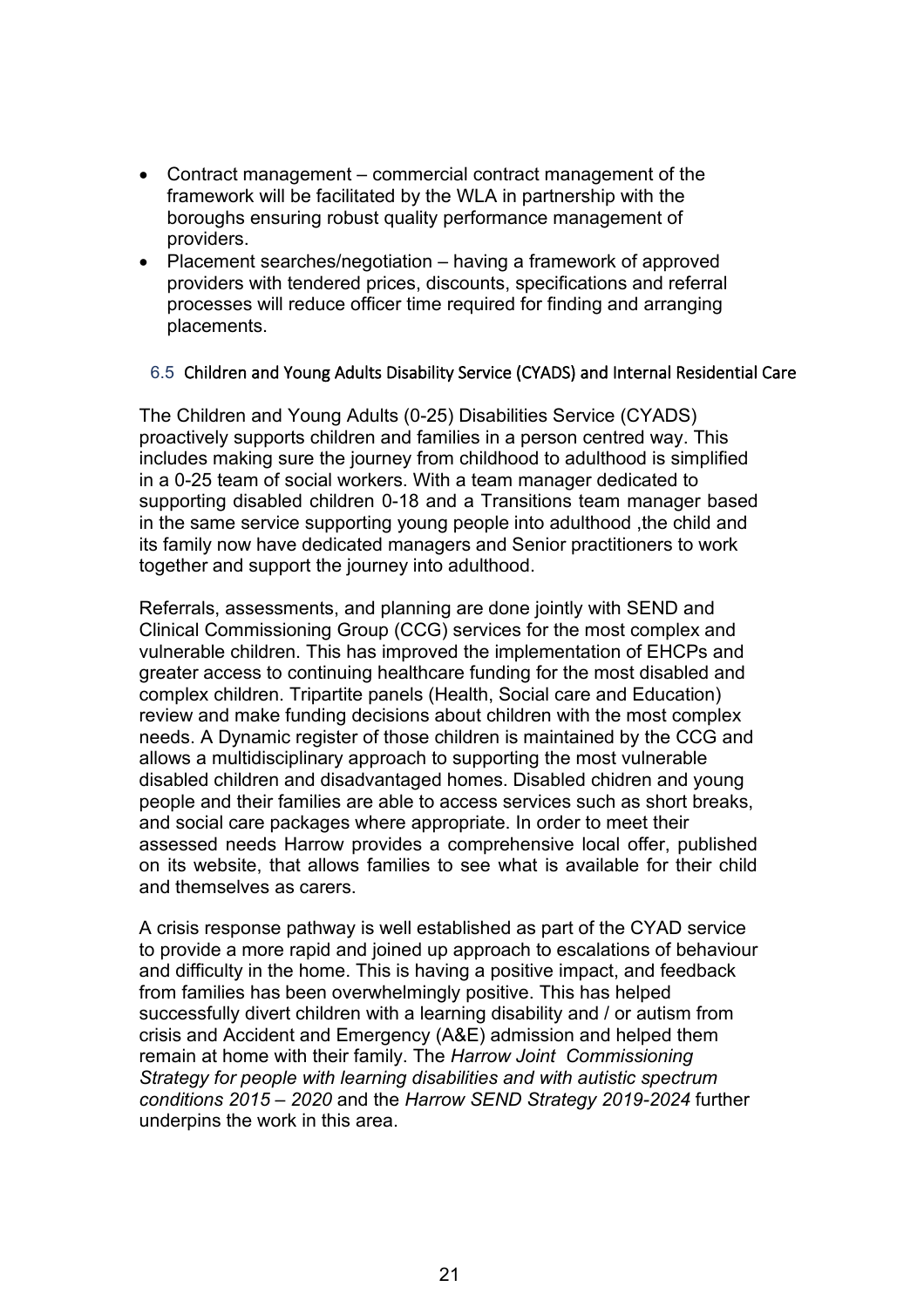- Contract management – commercial contract management of the framework will be facilitated by the WLA in partnership with the boroughs ensuring robust quality performance management of providers.
- Placement searches/negotiation – having a framework of approved providers with tendered prices, discounts, specifications and referral processes will reduce officer time required for finding and arranging placements.

### 6.5 Children and Young Adults Disability Service (CYADS) and Internal Residential Care

The Children and Young Adults (0-25) Disabilities Service (CYADS) proactively supports children and families in a person centred way. This includes making sure the journey from childhood to adulthood is simplified in a 0-25 team of social workers. With a team manager dedicated to supporting disabled children 0-18 and a Transitions team manager based in the same service supporting young people into adulthood ,the child and its family now have dedicated managers and Senior practitioners to work together and support the journey into adulthood.

Referrals, assessments, and planning are done jointly with SEND and Clinical Commissioning Group (CCG) services for the most complex and vulnerable children. This has improved the implementation of EHCPs and greater access to continuing healthcare funding for the most disabled and complex children. Tripartite panels (Health, Social care and Education) review and make funding decisions about children with the most complex needs. A Dynamic register of those children is maintained by the CCG and allows a multidisciplinary approach to supporting the most vulnerable disabled children and disadvantaged homes. Disabled chidren and young people and their families are able to access services such as short breaks, and social care packages where appropriate. In order to meet their assessed needs Harrow provides a comprehensive local offer, published on its website, that allows families to see what is available for their child and themselves as carers.

A crisis response pathway is well established as part of the CYAD service to provide a more rapid and joined up approach to escalations of behaviour and difficulty in the home. This is having a positive impact, and feedback from families has been overwhelmingly positive. This has helped successfully divert children with a learning disability and / or autism from crisis and Accident and Emergency (A&E) admission and helped them remain at home with their family. The *Harrow Joint Commissioning Strategy for people with learning disabilities and with autistic spectrum conditions 2015 – 2020* and the *Harrow SEND Strategy 2019-2024* further underpins the work in this area.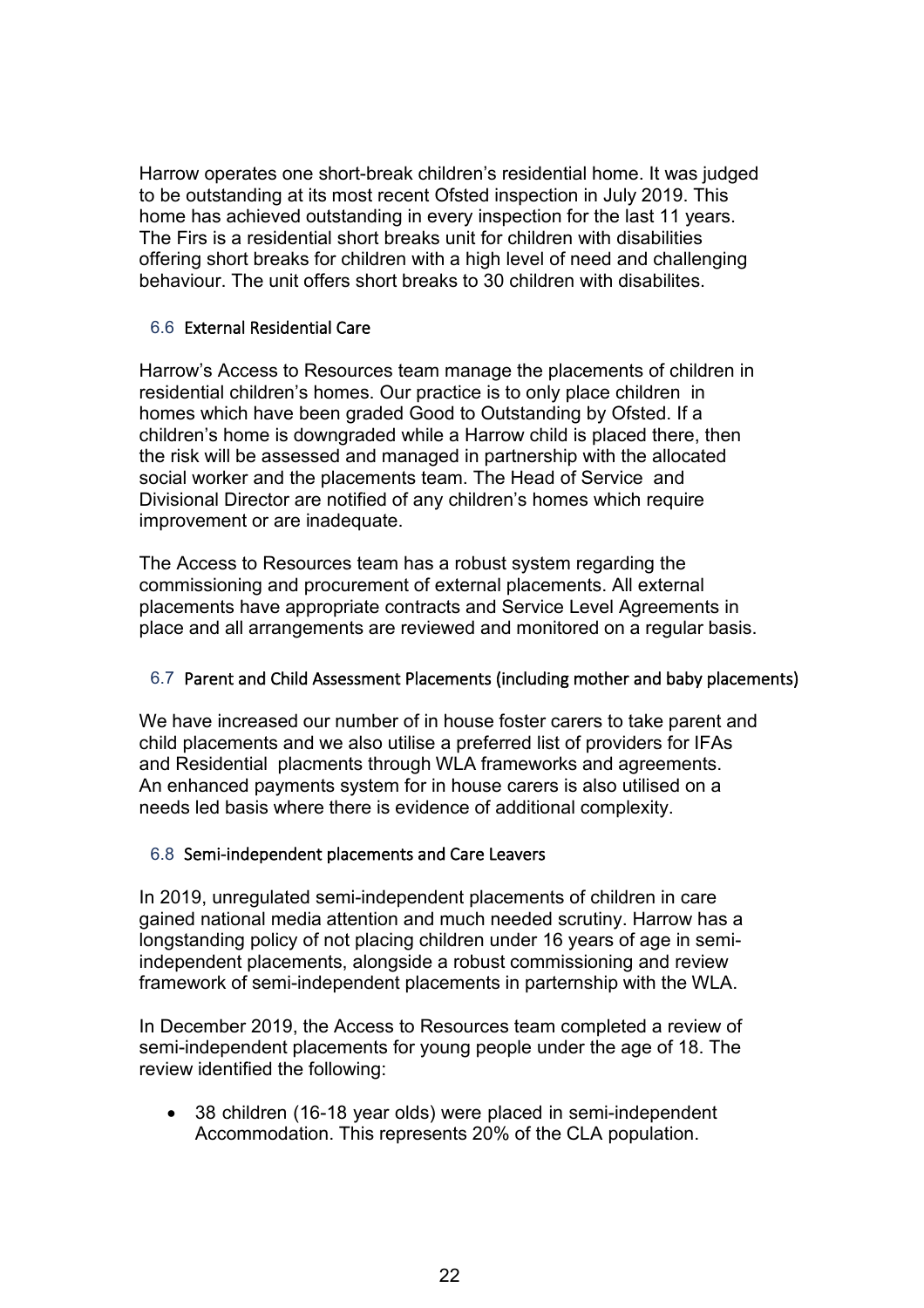Harrow operates one short-break children's residential home. It was judged to be outstanding at its most recent Ofsted inspection in July 2019. This home has achieved outstanding in every inspection for the last 11 years. The Firs is a residential short breaks unit for children with disabilities offering short breaks for children with a high level of need and challenging behaviour. The unit offers short breaks to 30 children with disabilites.

### 6.6 External Residential Care

Harrow's Access to Resources team manage the placements of children in residential children's homes. Our practice is to only place children in homes which have been graded Good to Outstanding by Ofsted. If a children's home is downgraded while a Harrow child is placed there, then the risk will be assessed and managed in partnership with the allocated social worker and the placements team. The Head of Service and Divisional Director are notified of any children's homes which require improvement or are inadequate.

The Access to Resources team has a robust system regarding the commissioning and procurement of external placements. All external placements have appropriate contracts and Service Level Agreements in place and all arrangements are reviewed and monitored on a regular basis.

### 6.7 Parent and Child Assessment Placements (including mother and baby placements)

We have increased our number of in house foster carers to take parent and child placements and we also utilise a preferred list of providers for IFAs and Residential placments through WLA frameworks and agreements. An enhanced payments system for in house carers is also utilised on a needs led basis where there is evidence of additional complexity.

### 6.8 Semi-independent placements and Care Leavers

In 2019, unregulated semi-independent placements of children in care gained national media attention and much needed scrutiny. Harrow has a longstanding policy of not placing children under 16 years of age in semi-independent placements, alongside a robust commissioning and review framework of semi-independent placements in parternship with the WLA.

In December 2019, the Access to Resources team completed a review of semi-independent placements for young people under the age of 18. The review identified the following:

- 38 children (16-18 year olds) were placed in semi-independent Accommodation. This represents 20% of the CLA population.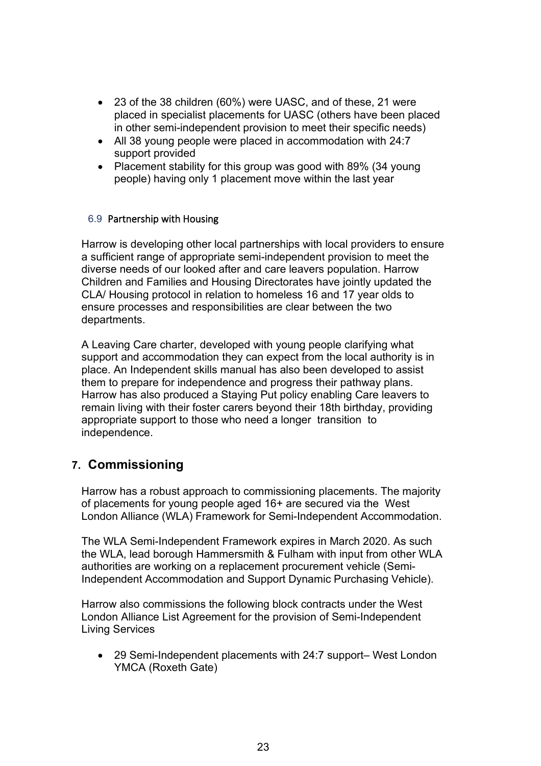- 23 of the 38 children (60%) were UASC, and of these, 21 were placed in specialist placements for UASC (others have been placed in other semi-independent provision to meet their specific needs)
- All 38 young people were placed in accommodation with 24:7 support provided
- Placement stability for this group was good with 89% (34 young people) having only 1 placement move within the last year

### 6.9 Partnership with Housing

Harrow is developing other local partnerships with local providers to ensure a sufficient range of appropriate semi-independent provision to meet the diverse needs of our looked after and care leavers population. Harrow Children and Families and Housing Directorates have jointly updated the CLA/ Housing protocol in relation to homeless 16 and 17 year olds to ensure processes and responsibilities are clear between the two departments.

A Leaving Care charter, developed with young people clarifying what support and accommodation they can expect from the local authority is in place. An Independent skills manual has also been developed to assist them to prepare for independence and progress their pathway plans. Harrow has also produced a Staying Put policy enabling Care leavers to remain living with their foster carers beyond their 18th birthday, providing appropriate support to those who need a longer transition to independence.

## 7. Commissioning

Harrow has a robust approach to commissioning placements. The majority of placements for young people aged 16+ are secured via the West London Alliance (WLA) Framework for Semi-Independent Accommodation.

The WLA Semi-Independent Framework expires in March 2020. As such the WLA, lead borough Hammersmith & Fulham with input from other WLA authorities are working on a replacement procurement vehicle (Semi-Independent Accommodation and Support Dynamic Purchasing Vehicle).

Harrow also commissions the following block contracts under the West London Alliance List Agreement for the provision of Semi-Independent Living Services

- 29 Semi-Independent placements with 24:7 support– West London YMCA (Roxeth Gate)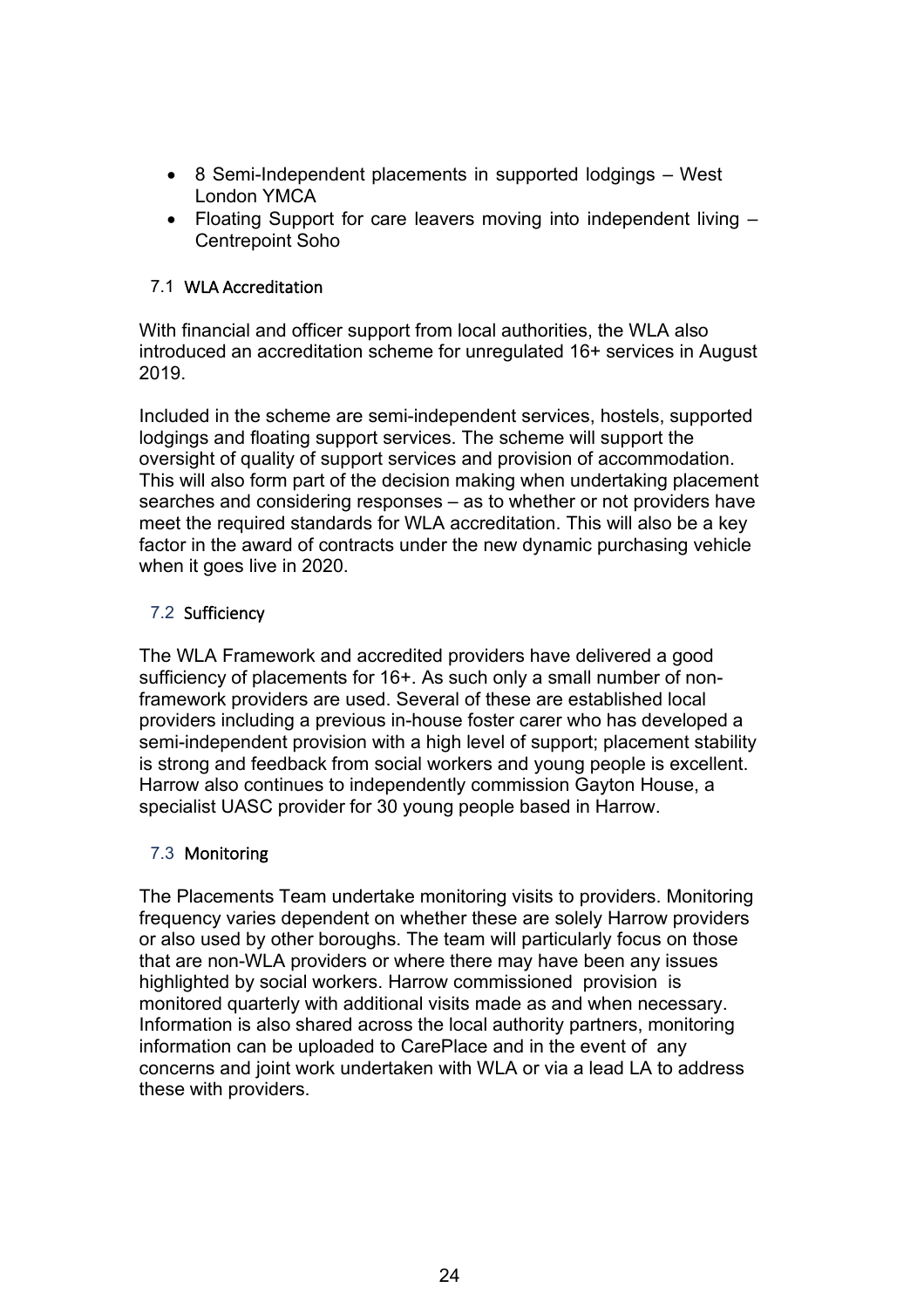- 8 Semi-Independent placements in supported lodgings – West London YMCA
- Floating Support for care leavers moving into independent living – Centrepoint Soho

### 7.1 WLA Accreditation

With financial and officer support from local authorities, the WLA also introduced an accreditation scheme for unregulated 16+ services in August 2019.

Included in the scheme are semi-independent services, hostels, supported lodgings and floating support services. The scheme will support the oversight of quality of support services and provision of accommodation. This will also form part of the decision making when undertaking placement searches and considering responses – as to whether or not providers have meet the required standards for WLA accreditation. This will also be a key factor in the award of contracts under the new dynamic purchasing vehicle when it goes live in 2020.

### 7.2 Sufficiency

The WLA Framework and accredited providers have delivered a good sufficiency of placements for 16+. As such only a small number of non-framework providers are used. Several of these are established local providers including a previous in-house foster carer who has developed a semi-independent provision with a high level of support; placement stability is strong and feedback from social workers and young people is excellent. Harrow also continues to independently commission Gayton House, a specialist UASC provider for 30 young people based in Harrow.

### 7.3 Monitoring

The Placements Team undertake monitoring visits to providers. Monitoring frequency varies dependent on whether these are solely Harrow providers or also used by other boroughs. The team will particularly focus on those that are non-WLA providers or where there may have been any issues highlighted by social workers. Harrow commissioned provision is monitored quarterly with additional visits made as and when necessary. Information is also shared across the local authority partners, monitoring information can be uploaded to CarePlace and in the event of any concerns and joint work undertaken with WLA or via a lead LA to address these with providers.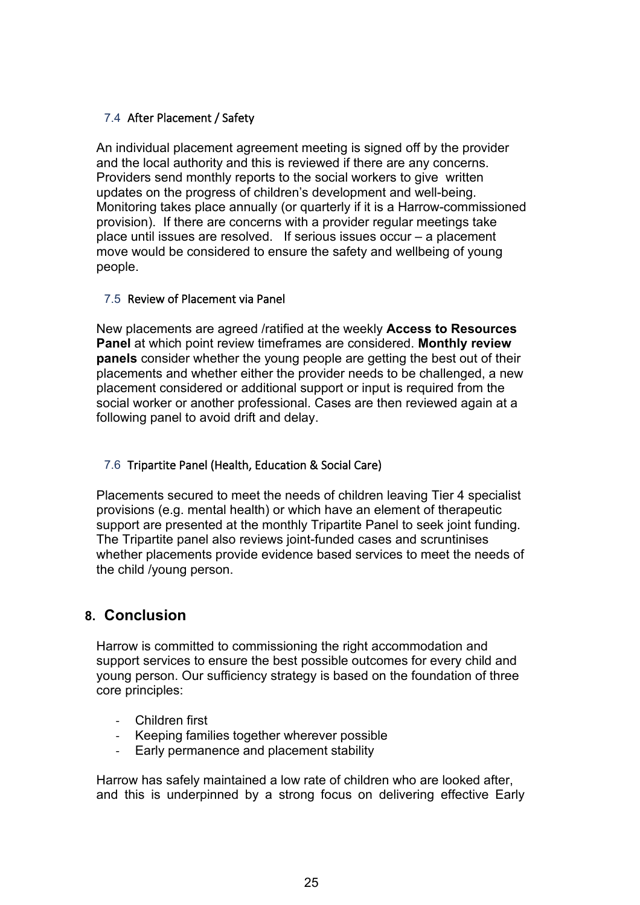### 7.4 After Placement / Safety

An individual placement agreement meeting is signed off by the provider and the local authority and this is reviewed if there are any concerns. Providers send monthly reports to the social workers to give written updates on the progress of children's development and well-being. Monitoring takes place annually (or quarterly if it is a Harrow-commissioned provision). If there are concerns with a provider regular meetings take place until issues are resolved. If serious issues occur – a placement move would be considered to ensure the safety and wellbeing of young people.

### 7.5 Review of Placement via Panel

New placements are agreed /ratified at the weekly **Access to Resources Panel** at which point review timeframes are considered. **Monthly review panels** consider whether the young people are getting the best out of their placements and whether either the provider needs to be challenged, a new placement considered or additional support or input is required from the social worker or another professional. Cases are then reviewed again at a following panel to avoid drift and delay.

### 7.6 Tripartite Panel (Health, Education & Social Care)

Placements secured to meet the needs of children leaving Tier 4 specialist provisions (e.g. mental health) or which have an element of therapeutic support are presented at the monthly Tripartite Panel to seek joint funding. The Tripartite panel also reviews joint-funded cases and scruntinises whether placements provide evidence based services to meet the needs of the child /young person.

## 8. Conclusion

Harrow is committed to commissioning the right accommodation and support services to ensure the best possible outcomes for every child and young person. Our sufficiency strategy is based on the foundation of three core principles:

- Children first
- Keeping families together wherever possible
- Early permanence and placement stability

Harrow has safely maintained a low rate of children who are looked after, and this is underpinned by a strong focus on delivering effective Early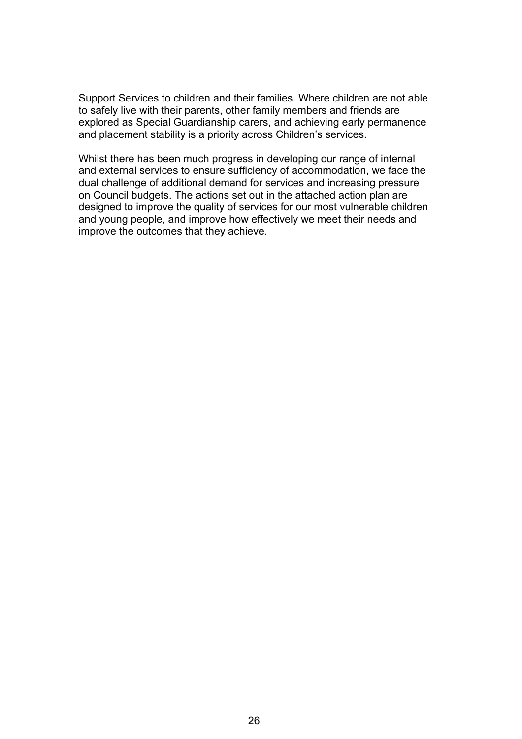Support Services to children and their families. Where children are not able to safely live with their parents, other family members and friends are explored as Special Guardianship carers, and achieving early permanence and placement stability is a priority across Children's services.

Whilst there has been much progress in developing our range of internal and external services to ensure sufficiency of accommodation, we face the dual challenge of additional demand for services and increasing pressure on Council budgets. The actions set out in the attached action plan are designed to improve the quality of services for our most vulnerable children and young people, and improve how effectively we meet their needs and improve the outcomes that they achieve.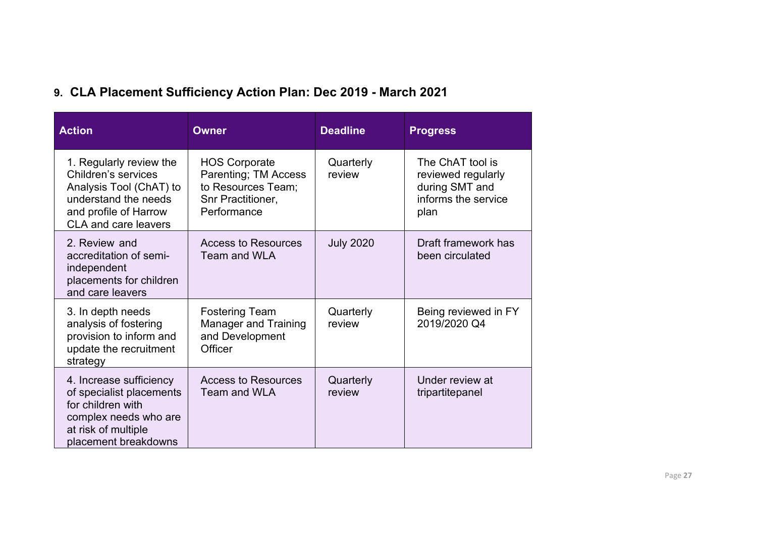## 9. CLA Placement Sufficiency Action Plan: Dec 2019 - March 2021

| Action | Owner | Deadline | Progress |
|---|---|---|---|
| 1. Regularly review the Children's services Analysis Tool (ChAT) to understand the needs and profile of Harrow CLA and care leavers | HOS Corporate Parenting; TM Access to Resources Team; Snr Practitioner, Performance | Quarterly review | The ChAT tool is reviewed regularly during SMT and informs the service plan |
| 2. Review and accreditation of semi-independent placements for children and care leavers | Access to Resources Team and WLA | July 2020 | Draft framework has been circulated |
| 3. In depth needs analysis of fostering provision to inform and update the recruitment strategy | Fostering Team Manager and Training and Development Officer | Quarterly review | Being reviewed in FY 2019/2020 Q4 |
| 4. Increase sufficiency of specialist placements for children with complex needs who are at risk of multiple placement breakdowns | Access to Resources Team and WLA | Quarterly review | Under review at tripartitepanel |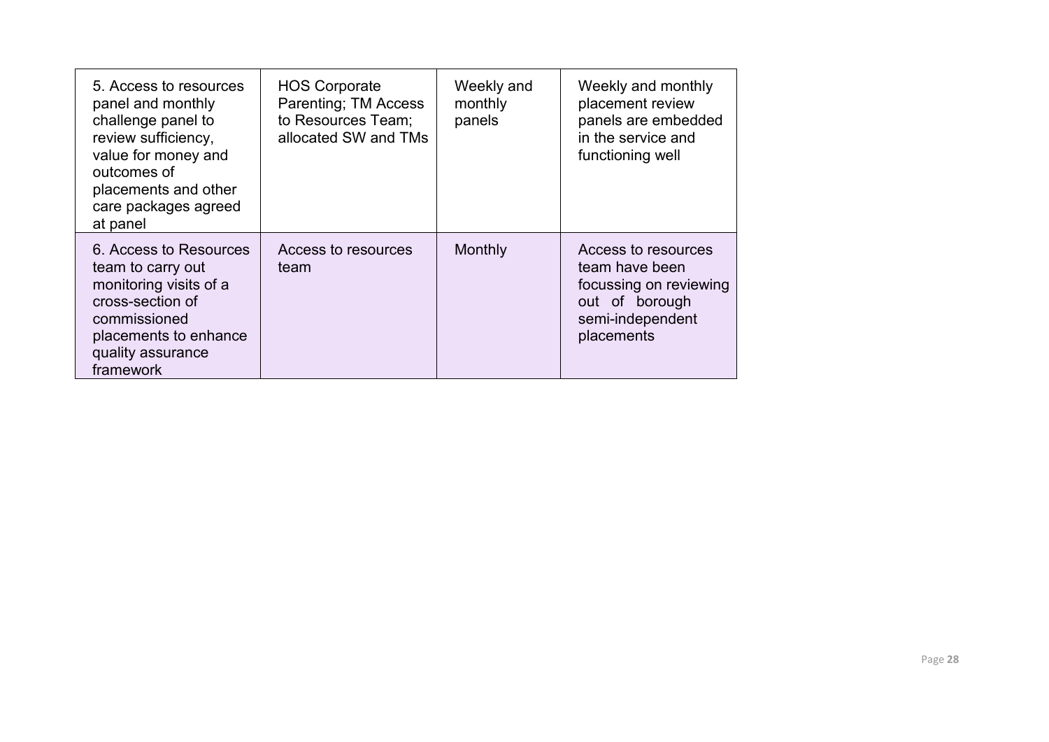| | | | |
|---|---|---|---|
| 5. Access to resources panel and monthly challenge panel to review sufficiency, value for money and outcomes of placements and other care packages agreed at panel | HOS Corporate Parenting; TM Access to Resources Team; allocated SW and TMs | Weekly and monthly panels | Weekly and monthly placement review panels are embedded in the service and functioning well |
| 6. Access to Resources team to carry out monitoring visits of a cross-section of commissioned placements to enhance quality assurance framework | Access to resources team | Monthly | Access to resources team have been focussing on reviewing out of borough semi-independent placements |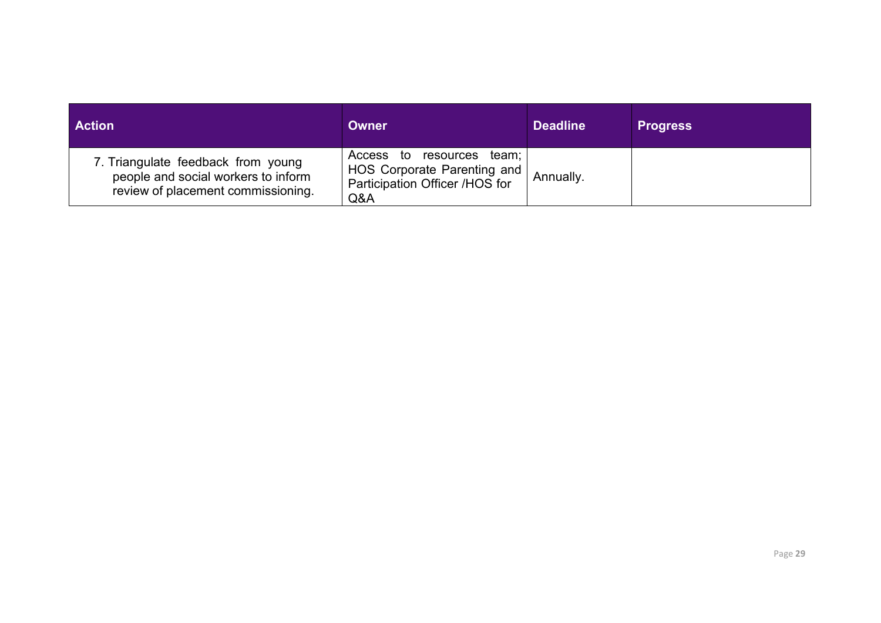| Action | Owner | Deadline | Progress |
| --- | --- | --- | --- |
| 7. Triangulate feedback from young people and social workers to inform review of placement commissioning. | Access to resources team; HOS Corporate Parenting and Participation Officer /HOS for Q&A | Annually. | |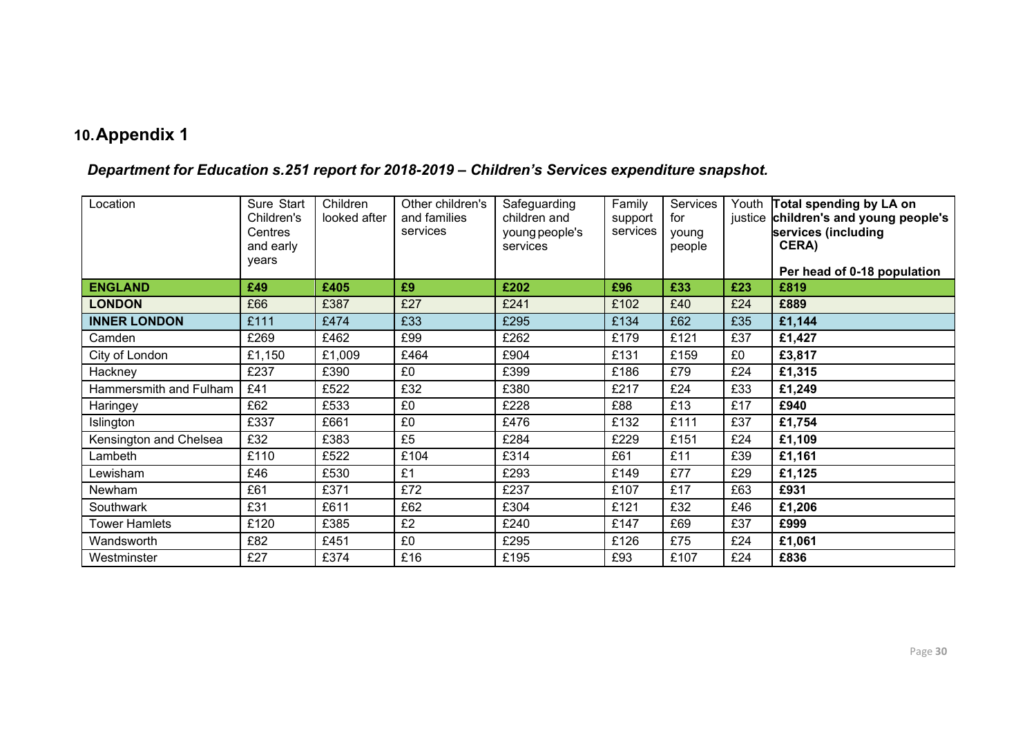# 10. Appendix 1

***Department for Education s.251 report for 2018-2019 – Children's Services expenditure snapshot.***

| Location | Sure Start Children's Centres and early years | Children looked after | Other children's and families services | Safeguarding children and young people's services | Family support services | Services for young people | Youth justice | **Total spending by LA on children's and young people's services (including CERA)**<br><br>**Per head of 0-18 population** |
|---|---|---|---|---|---|---|---|---|
| **ENGLAND** | **£49** | **£405** | **£9** | **£202** | **£96** | **£33** | **£23** | **£819** |
| **LONDON** | £66 | £387 | £27 | £241 | £102 | £40 | £24 | **£889** |
| **INNER LONDON** | £111 | £474 | £33 | £295 | £134 | £62 | £35 | **£1,144** |
| Camden | £269 | £462 | £99 | £262 | £179 | £121 | £37 | **£1,427** |
| City of London | £1,150 | £1,009 | £464 | £904 | £131 | £159 | £0 | **£3,817** |
| Hackney | £237 | £390 | £0 | £399 | £186 | £79 | £24 | **£1,315** |
| Hammersmith and Fulham | £41 | £522 | £32 | £380 | £217 | £24 | £33 | **£1,249** |
| Haringey | £62 | £533 | £0 | £228 | £88 | £13 | £17 | **£940** |
| Islington | £337 | £661 | £0 | £476 | £132 | £111 | £37 | **£1,754** |
| Kensington and Chelsea | £32 | £383 | £5 | £284 | £229 | £151 | £24 | **£1,109** |
| Lambeth | £110 | £522 | £104 | £314 | £61 | £11 | £39 | **£1,161** |
| Lewisham | £46 | £530 | £1 | £293 | £149 | £77 | £29 | **£1,125** |
| Newham | £61 | £371 | £72 | £237 | £107 | £17 | £63 | **£931** |
| Southwark | £31 | £611 | £62 | £304 | £121 | £32 | £46 | **£1,206** |
| Tower Hamlets | £120 | £385 | £2 | £240 | £147 | £69 | £37 | **£999** |
| Wandsworth | £82 | £451 | £0 | £295 | £126 | £75 | £24 | **£1,061** |
| Westminster | £27 | £374 | £16 | £195 | £93 | £107 | £24 | **£836** |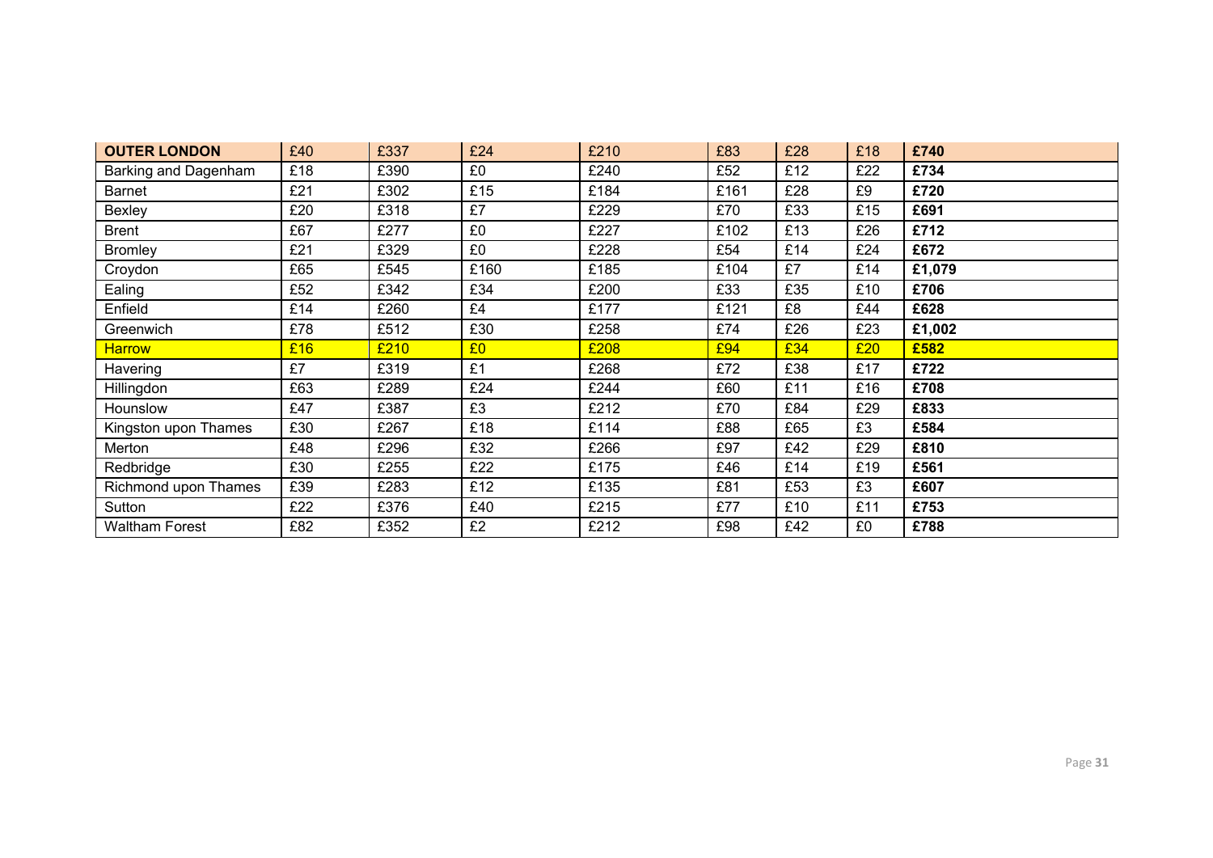| | | | | | | | | |
|---|---|---|---|---|---|---|---|---|
| **OUTER LONDON** | £40 | £337 | £24 | £210 | £83 | £28 | £18 | **£740** |
| Barking and Dagenham | £18 | £390 | £0 | £240 | £52 | £12 | £22 | **£734** |
| Barnet | £21 | £302 | £15 | £184 | £161 | £28 | £9 | **£720** |
| Bexley | £20 | £318 | £7 | £229 | £70 | £33 | £15 | **£691** |
| Brent | £67 | £277 | £0 | £227 | £102 | £13 | £26 | **£712** |
| Bromley | £21 | £329 | £0 | £228 | £54 | £14 | £24 | **£672** |
| Croydon | £65 | £545 | £160 | £185 | £104 | £7 | £14 | **£1,079** |
| Ealing | £52 | £342 | £34 | £200 | £33 | £35 | £10 | **£706** |
| Enfield | £14 | £260 | £4 | £177 | £121 | £8 | £44 | **£628** |
| Greenwich | £78 | £512 | £30 | £258 | £74 | £26 | £23 | **£1,002** |
| Harrow | £16 | £210 | £0 | £208 | £94 | £34 | £20 | **£582** |
| Havering | £7 | £319 | £1 | £268 | £72 | £38 | £17 | **£722** |
| Hillingdon | £63 | £289 | £24 | £244 | £60 | £11 | £16 | **£708** |
| Hounslow | £47 | £387 | £3 | £212 | £70 | £84 | £29 | **£833** |
| Kingston upon Thames | £30 | £267 | £18 | £114 | £88 | £65 | £3 | **£584** |
| Merton | £48 | £296 | £32 | £266 | £97 | £42 | £29 | **£810** |
| Redbridge | £30 | £255 | £22 | £175 | £46 | £14 | £19 | **£561** |
| Richmond upon Thames | £39 | £283 | £12 | £135 | £81 | £53 | £3 | **£607** |
| Sutton | £22 | £376 | £40 | £215 | £77 | £10 | £11 | **£753** |
| Waltham Forest | £82 | £352 | £2 | £212 | £98 | £42 | £0 | **£788** |